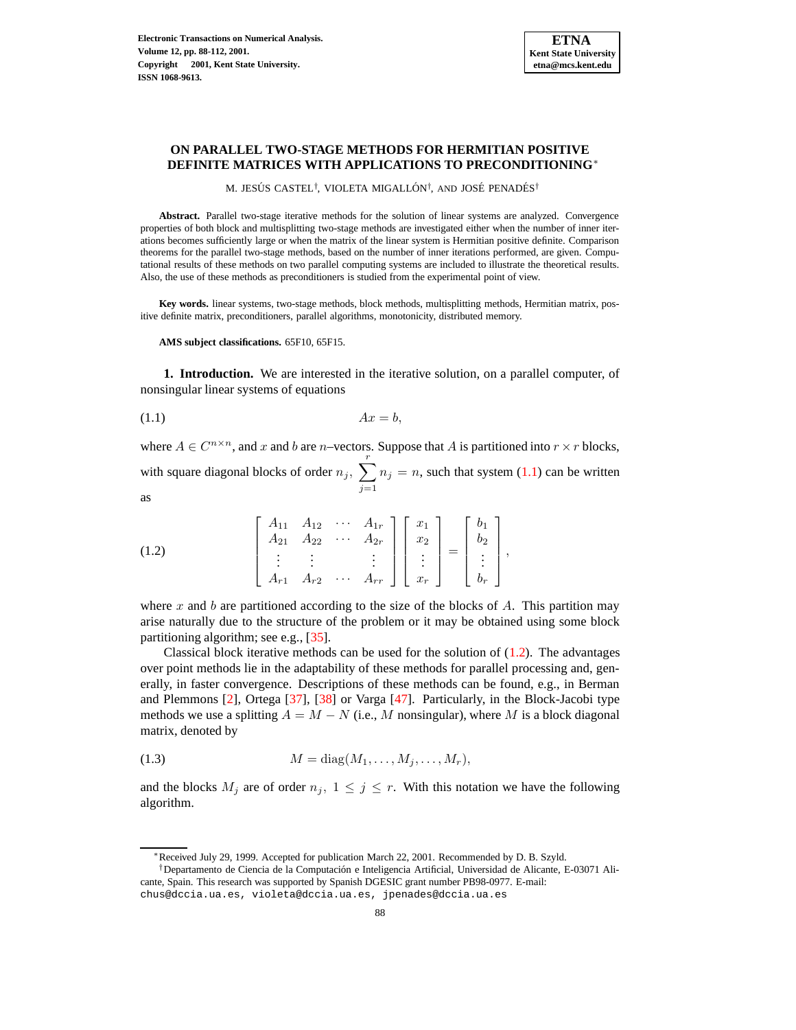# ON PARALLEL TWO-STAGE METHODS FOR HERMITIAN POSITIVE DEFINITE MATRICES WITH APPLICATIONS TO PRECONDITIONING*

M. JESÚS CASTEL†, VIOLETA MIGALLÓN†, AND JOSÉ PENADÉS†

**Abstract.** Parallel two-stage iterative methods for the solution of linear systems are analyzed. Convergence properties of both block and multisplitting two-stage methods are investigated either when the number of inner iterations becomes sufficiently large or when the matrix of the linear system is Hermitian positive definite. Comparison theorems for the parallel two-stage methods, based on the number of inner iterations performed, are given. Computational results of these methods on two parallel computing systems are included to illustrate the theoretical results. Also, the use of these methods as preconditioners is studied from the experimental point of view.

**Key words.** linear systems, two-stage methods, block methods, multisplitting methods, Hermitian matrix, positive definite matrix, preconditioners, parallel algorithms, monotonicity, distributed memory.

**AMS subject classifications.** 65F10, 65F15.

**1. Introduction.** We are interested in the iterative solution, on a parallel computer, of nonsingular linear systems of equations

$$Ax = b, \tag{1.1}$$

where $A \in C^{n\times n}$, and $x$ and $b$ are $n$–vectors. Suppose that $A$ is partitioned into $r \times r$ blocks, with square diagonal blocks of order $n_j$, $\sum_{j=1}^{r} n_j = n$, such that system (1.1) can be written as

$$\begin{bmatrix} A_{11} & A_{12} & \cdots & A_{1r} \\ A_{21} & A_{22} & \cdots & A_{2r} \\ \vdots & \vdots & & \vdots \\ A_{r1} & A_{r2} & \cdots & A_{rr} \end{bmatrix} \begin{bmatrix} x_1 \\ x_2 \\ \vdots \\ x_r \end{bmatrix} = \begin{bmatrix} b_1 \\ b_2 \\ \vdots \\ b_r \end{bmatrix}, \tag{1.2}$$

where $x$ and $b$ are partitioned according to the size of the blocks of $A$. This partition may arise naturally due to the structure of the problem or it may be obtained using some block partitioning algorithm; see e.g., [35].

Classical block iterative methods can be used for the solution of (1.2). The advantages over point methods lie in the adaptability of these methods for parallel processing and, generally, in faster convergence. Descriptions of these methods can be found, e.g., in Berman and Plemmons [2], Ortega [37], [38] or Varga [47]. Particularly, in the Block-Jacobi type methods we use a splitting $A = M - N$ (i.e., $M$ nonsingular), where $M$ is a block diagonal matrix, denoted by

$$M = \operatorname{diag}(M_1, \ldots, M_j, \ldots, M_r), \tag{1.3}$$

and the blocks $M_j$ are of order $n_j$, $1 \le j \le r$. With this notation we have the following algorithm.

---

*Received July 29, 1999. Accepted for publication March 22, 2001. Recommended by D. B. Szyld.

†Departamento de Ciencia de la Computación e Inteligencia Artificial, Universidad de Alicante, E-03071 Alicante, Spain. This research was supported by Spanish DGESIC grant number PB98-0977. E-mail: chus@dccia.ua.es, violeta@dccia.ua.es, jpenades@dccia.ua.es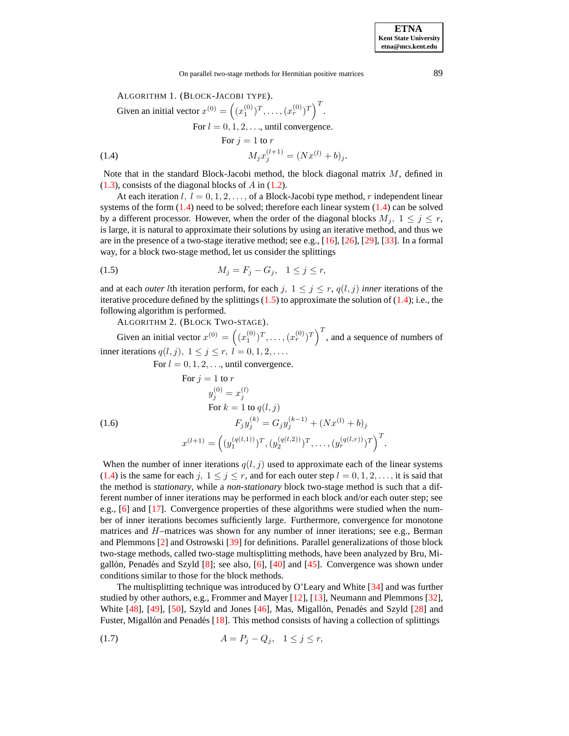ALGORITHM 1. (BLOCK-JACOBI TYPE).

Given an initial vector $x^{(0)} = \left((x_1^{(0)})^T, \ldots, (x_r^{(0)})^T\right)^T$.

For $l = 0, 1, 2, \ldots$, until convergence.

For $j = 1$ to $r$

$$M_j x_j^{(l+1)} = (Nx^{(l)} + b)_j. \tag{1.4}$$

Note that in the standard Block-Jacobi method, the block diagonal matrix $M$, defined in (1.3), consists of the diagonal blocks of $A$ in (1.2).

At each iteration $l,\ l = 0, 1, 2, \ldots$, of a Block-Jacobi type method, $r$ independent linear systems of the form (1.4) need to be solved; therefore each linear system (1.4) can be solved by a different processor. However, when the order of the diagonal blocks $M_j,\ 1 \leq j \leq r$, is large, it is natural to approximate their solutions by using an iterative method, and thus we are in the presence of a two-stage iterative method; see e.g., [16], [26], [29], [33]. In a formal way, for a block two-stage method, let us consider the splittings

$$M_j = F_j - G_j, \quad 1 \leq j \leq r, \tag{1.5}$$

and at each *outer* $l$th iteration perform, for each $j,\ 1 \leq j \leq r$, $q(l, j)$ *inner* iterations of the iterative procedure defined by the splittings (1.5) to approximate the solution of (1.4); i.e., the following algorithm is performed.

ALGORITHM 2. (BLOCK TWO-STAGE).

Given an initial vector $x^{(0)} = \left((x_1^{(0)})^T, \ldots, (x_r^{(0)})^T\right)^T$, and a sequence of numbers of inner iterations $q(l, j),\ 1 \leq j \leq r,\ l = 0, 1, 2, \ldots$.

For $l = 0, 1, 2, \ldots$, until convergence.

For $j = 1$ to $r$

$y_j^{(0)} = x_j^{(l)}$

For $k = 1$ to $q(l, j)$

$$F_j y_j^{(k)} = G_j y_j^{(k-1)} + (Nx^{(l)} + b)_j \tag{1.6}$$

$$x^{(l+1)} = \left((y_1^{(q(l,1))})^T, (y_2^{(q(l,2))})^T, \ldots, (y_r^{(q(l,r))})^T\right)^T.$$

When the number of inner iterations $q(l, j)$ used to approximate each of the linear systems (1.4) is the same for each $j,\ 1 \leq j \leq r$, and for each outer step $l = 0, 1, 2, \ldots$, it is said that the method is *stationary*, while a *non-stationary* block two-stage method is such that a different number of inner iterations may be performed in each block and/or each outer step; see e.g., [6] and [17]. Convergence properties of these algorithms were studied when the number of inner iterations becomes sufficiently large. Furthermore, convergence for monotone matrices and $H$–matrices was shown for any number of inner iterations; see e.g., Berman and Plemmons [2] and Ostrowski [39] for definitions. Parallel generalizations of those block two-stage methods, called two-stage multisplitting methods, have been analyzed by Bru, Migallón, Penadés and Szyld [8]; see also, [6], [40] and [45]. Convergence was shown under conditions similar to those for the block methods.

The multisplitting technique was introduced by O'Leary and White [34] and was further studied by other authors, e.g., Frommer and Mayer [12], [13], Neumann and Plemmons [32], White [48], [49], [50], Szyld and Jones [46], Mas, Migallón, Penadés and Szyld [28] and Fuster, Migallón and Penadés [18]. This method consists of having a collection of splittings

$$A = P_j - Q_j, \quad 1 \leq j \leq r, \tag{1.7}$$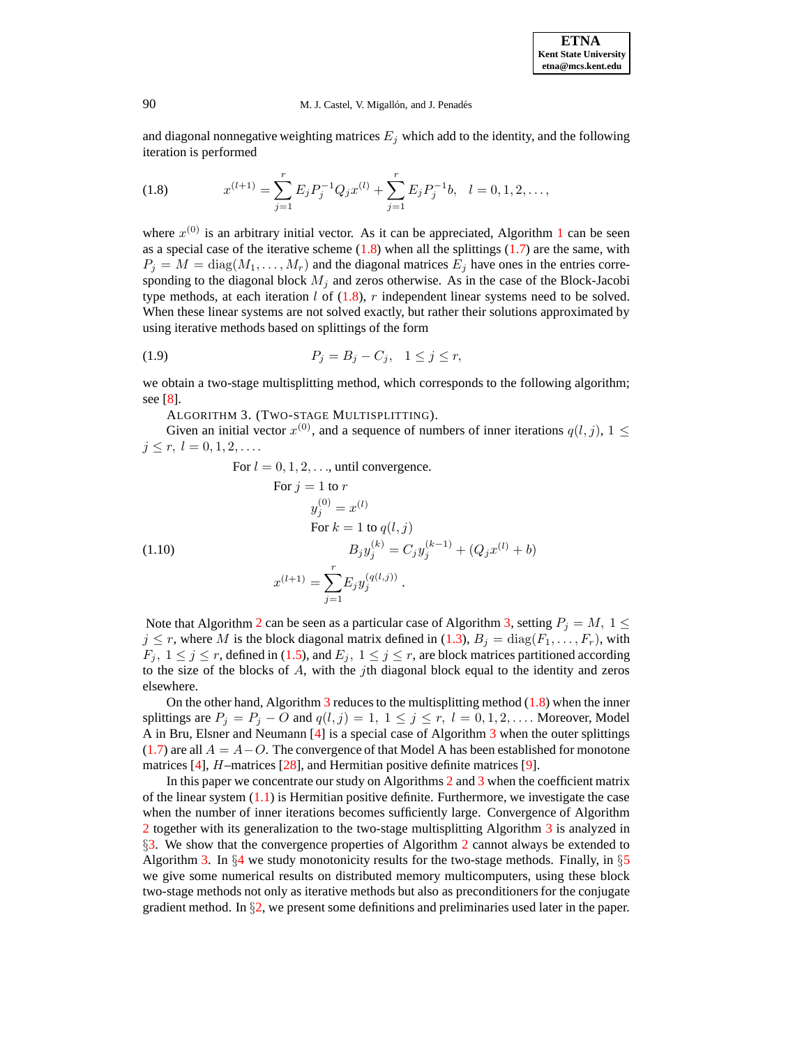and diagonal nonnegative weighting matrices $E_j$ which add to the identity, and the following iteration is performed

$$x^{(l+1)} = \sum_{j=1}^{r} E_j P_j^{-1} Q_j x^{(l)} + \sum_{j=1}^{r} E_j P_j^{-1} b, \quad l = 0, 1, 2, \ldots, \tag{1.8}$$

where $x^{(0)}$ is an arbitrary initial vector. As it can be appreciated, Algorithm 1 can be seen as a special case of the iterative scheme (1.8) when all the splittings (1.7) are the same, with $P_j = M = \mathrm{diag}(M_1, \ldots, M_r)$ and the diagonal matrices $E_j$ have ones in the entries corresponding to the diagonal block $M_j$ and zeros otherwise. As in the case of the Block-Jacobi type methods, at each iteration $l$ of (1.8), $r$ independent linear systems need to be solved. When these linear systems are not solved exactly, but rather their solutions approximated by using iterative methods based on splittings of the form

$$P_j = B_j - C_j, \quad 1 \leq j \leq r, \tag{1.9}$$

we obtain a two-stage multisplitting method, which corresponds to the following algorithm; see [8].

ALGORITHM 3. (TWO-STAGE MULTISPLITTING).

Given an initial vector $x^{(0)}$, and a sequence of numbers of inner iterations $q(l, j)$, $1 \leq j \leq r$, $l = 0, 1, 2, \ldots$.

$$\begin{array}{l}
\text{For } l = 0, 1, 2, \ldots, \text{ until convergence.} \\
\quad \text{For } j = 1 \text{ to } r \\
\quad\quad y_j^{(0)} = x^{(l)} \\
\quad\quad \text{For } k = 1 \text{ to } q(l, j) \\
\quad\quad\quad B_j y_j^{(k)} = C_j y_j^{(k-1)} + (Q_j x^{(l)} + b) \\
\quad x^{(l+1)} = \displaystyle\sum_{j=1}^{r} E_j y_j^{(q(l,j))} .
\end{array} \tag{1.10}$$

Note that Algorithm 2 can be seen as a particular case of Algorithm 3, setting $P_j = M$, $1 \leq j \leq r$, where $M$ is the block diagonal matrix defined in (1.3), $B_j = \mathrm{diag}(F_1, \ldots, F_r)$, with $F_j$, $1 \leq j \leq r$, defined in (1.5), and $E_j$, $1 \leq j \leq r$, are block matrices partitioned according to the size of the blocks of $A$, with the $j$th diagonal block equal to the identity and zeros elsewhere.

On the other hand, Algorithm 3 reduces to the multisplitting method (1.8) when the inner splittings are $P_j = P_j - O$ and $q(l, j) = 1$, $1 \leq j \leq r$, $l = 0, 1, 2, \ldots$. Moreover, Model A in Bru, Elsner and Neumann [4] is a special case of Algorithm 3 when the outer splittings (1.7) are all $A = A - O$. The convergence of that Model A has been established for monotone matrices [4], $H$–matrices [28], and Hermitian positive definite matrices [9].

In this paper we concentrate our study on Algorithms 2 and 3 when the coefficient matrix of the linear system (1.1) is Hermitian positive definite. Furthermore, we investigate the case when the number of inner iterations becomes sufficiently large. Convergence of Algorithm 2 together with its generalization to the two-stage multisplitting Algorithm 3 is analyzed in §3. We show that the convergence properties of Algorithm 2 cannot always be extended to Algorithm 3. In §4 we study monotonicity results for the two-stage methods. Finally, in §5 we give some numerical results on distributed memory multicomputers, using these block two-stage methods not only as iterative methods but also as preconditioners for the conjugate gradient method. In §2, we present some definitions and preliminaries used later in the paper.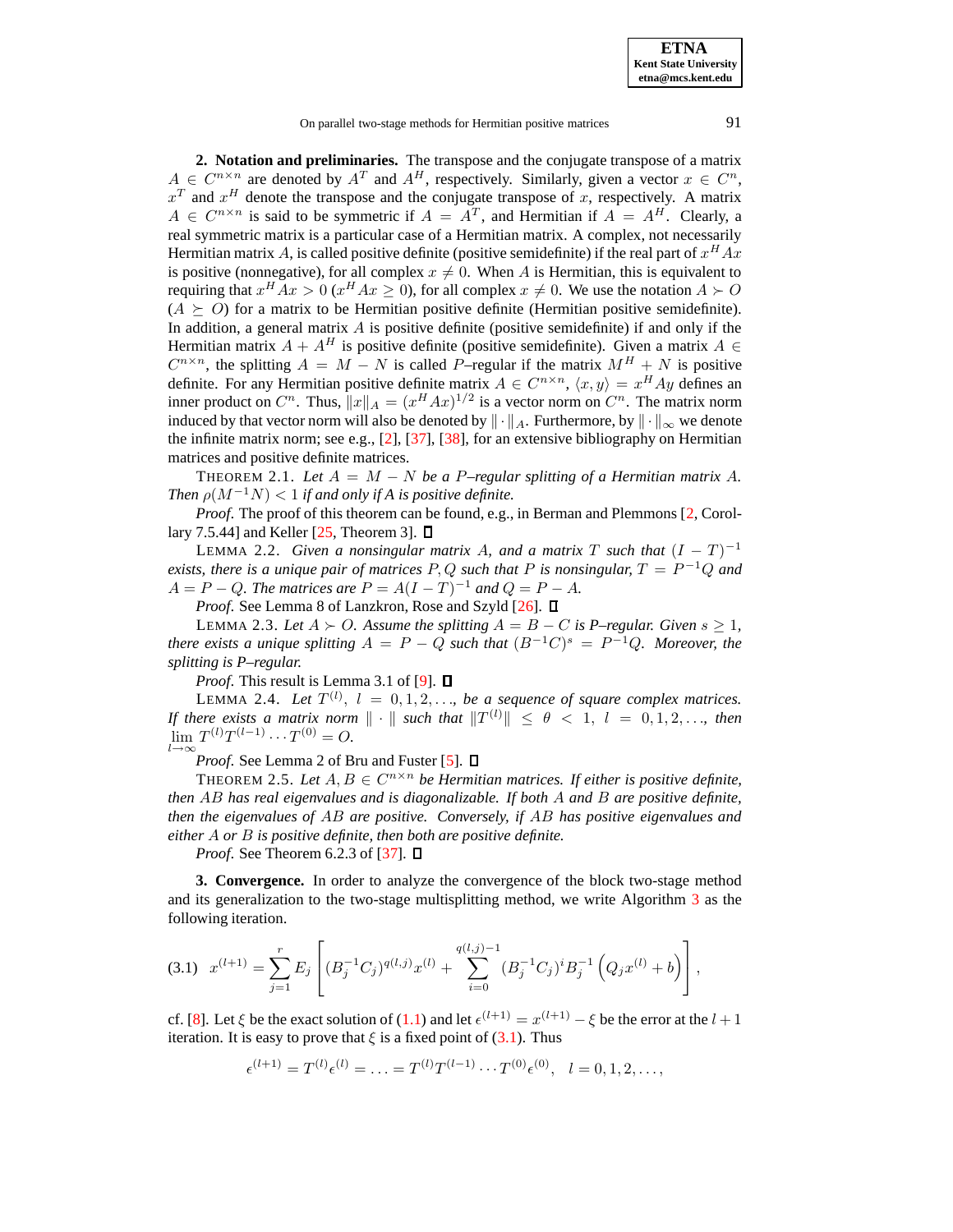## 2. Notation and preliminaries.

The transpose and the conjugate transpose of a matrix $A \in C^{n\times n}$ are denoted by $A^T$ and $A^H$, respectively. Similarly, given a vector $x \in C^n$, $x^T$ and $x^H$ denote the transpose and the conjugate transpose of $x$, respectively. A matrix $A \in C^{n\times n}$ is said to be symmetric if $A = A^T$, and Hermitian if $A = A^H$. Clearly, a real symmetric matrix is a particular case of a Hermitian matrix. A complex, not necessarily Hermitian matrix $A$, is called positive definite (positive semidefinite) if the real part of $x^H Ax$ is positive (nonnegative), for all complex $x \neq 0$. When $A$ is Hermitian, this is equivalent to requiring that $x^H Ax > 0$ ($x^H Ax \geq 0$), for all complex $x \neq 0$. We use the notation $A \succ O$ ($A \succeq O$) for a matrix to be Hermitian positive definite (Hermitian positive semidefinite). In addition, a general matrix $A$ is positive definite (positive semidefinite) if and only if the Hermitian matrix $A + A^H$ is positive definite (positive semidefinite). Given a matrix $A \in C^{n\times n}$, the splitting $A = M - N$ is called $P$–regular if the matrix $M^H + N$ is positive definite. For any Hermitian positive definite matrix $A \in C^{n\times n}$, $\langle x, y\rangle = x^H Ay$ defines an inner product on $C^n$. Thus, $\|x\|_A = (x^H Ax)^{1/2}$ is a vector norm on $C^n$. The matrix norm induced by that vector norm will also be denoted by $\|\cdot\|_A$. Furthermore, by $\|\cdot\|_\infty$ we denote the infinite matrix norm; see e.g., [2], [37], [38], for an extensive bibliography on Hermitian matrices and positive definite matrices.

THEOREM 2.1. *Let $A = M - N$ be a $P$–regular splitting of a Hermitian matrix $A$. Then $\rho(M^{-1}N) < 1$ if and only if $A$ is positive definite.*

*Proof.* The proof of this theorem can be found, e.g., in Berman and Plemmons [2, Corollary 7.5.44] and Keller [25, Theorem 3]. ◻

LEMMA 2.2. *Given a nonsingular matrix $A$, and a matrix $T$ such that $(I - T)^{-1}$ exists, there is a unique pair of matrices $P, Q$ such that $P$ is nonsingular, $T = P^{-1}Q$ and $A = P - Q$. The matrices are $P = A(I - T)^{-1}$ and $Q = P - A$.*

*Proof.* See Lemma 8 of Lanzkron, Rose and Szyld [26]. ◻

LEMMA 2.3. *Let $A \succ O$. Assume the splitting $A = B - C$ is $P$–regular. Given $s \geq 1$, there exists a unique splitting $A = P - Q$ such that $(B^{-1}C)^s = P^{-1}Q$. Moreover, the splitting is $P$–regular.*

*Proof.* This result is Lemma 3.1 of [9]. ◻

LEMMA 2.4. *Let $T^{(l)}$, $l = 0, 1, 2, \ldots$, be a sequence of square complex matrices. If there exists a matrix norm $\|\cdot\|$ such that $\|T^{(l)}\| \leq \theta < 1$, $l = 0, 1, 2, \ldots$, then $\lim\limits_{l\to\infty} T^{(l)}T^{(l-1)}\cdots T^{(0)} = O$.*

*Proof.* See Lemma 2 of Bru and Fuster [5]. ◻

THEOREM 2.5. *Let $A, B \in C^{n\times n}$ be Hermitian matrices. If either is positive definite, then $AB$ has real eigenvalues and is diagonalizable. If both $A$ and $B$ are positive definite, then the eigenvalues of $AB$ are positive. Conversely, if $AB$ has positive eigenvalues and either $A$ or $B$ is positive definite, then both are positive definite.*

*Proof.* See Theorem 6.2.3 of [37]. ◻

## 3. Convergence.

In order to analyze the convergence of the block two-stage method and its generalization to the two-stage multisplitting method, we write Algorithm 3 as the following iteration.

$$x^{(l+1)} = \sum_{j=1}^{r} E_j \left[ (B_j^{-1}C_j)^{q(l,j)}x^{(l)} + \sum_{i=0}^{q(l,j)-1} (B_j^{-1}C_j)^i B_j^{-1}\left(Q_j x^{(l)} + b\right)\right], \tag{3.1}$$

cf. [8]. Let $\xi$ be the exact solution of (1.1) and let $\epsilon^{(l+1)} = x^{(l+1)} - \xi$ be the error at the $l + 1$ iteration. It is easy to prove that $\xi$ is a fixed point of (3.1). Thus

$$\epsilon^{(l+1)} = T^{(l)}\epsilon^{(l)} = \ldots = T^{(l)}T^{(l-1)}\cdots T^{(0)}\epsilon^{(0)}, \quad l = 0, 1, 2, \ldots,$$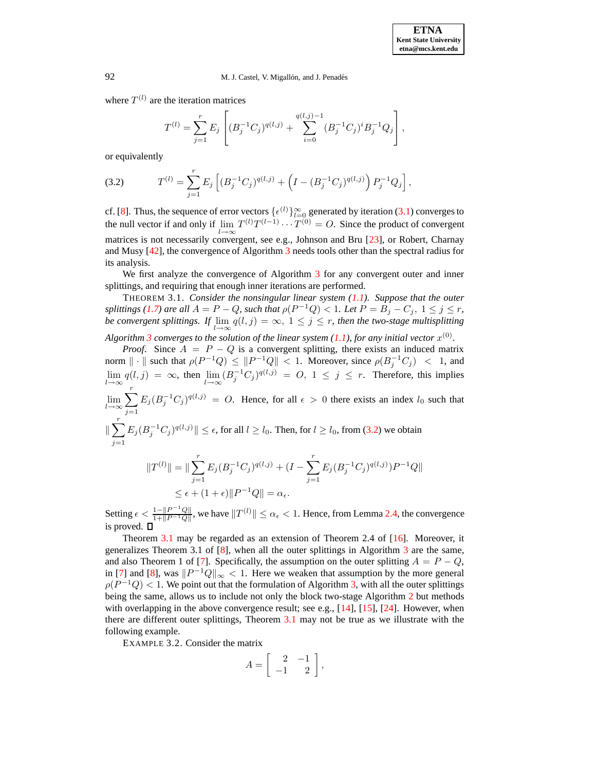where $T^{(l)}$ are the iteration matrices

$$T^{(l)} = \sum_{j=1}^{r} E_j \left[ (B_j^{-1}C_j)^{q(l,j)} + \sum_{i=0}^{q(l,j)-1} (B_j^{-1}C_j)^i B_j^{-1} Q_j \right],$$

or equivalently

$$T^{(l)} = \sum_{j=1}^{r} E_j \left[ (B_j^{-1}C_j)^{q(l,j)} + \left( I - (B_j^{-1}C_j)^{q(l,j)} \right) P_j^{-1} Q_j \right], \tag{3.2}$$

cf. [8]. Thus, the sequence of error vectors $\{\epsilon^{(l)}\}_{l=0}^{\infty}$ generated by iteration (3.1) converges to the null vector if and only if $\lim\limits_{l\to\infty} T^{(l)} T^{(l-1)} \cdots T^{(0)} = O$. Since the product of convergent matrices is not necessarily convergent, see e.g., Johnson and Bru [23], or Robert, Charnay and Musy [42], the convergence of Algorithm 3 needs tools other than the spectral radius for its analysis.

We first analyze the convergence of Algorithm 3 for any convergent outer and inner splittings, and requiring that enough inner iterations are performed.

THEOREM 3.1. *Consider the nonsingular linear system (1.1). Suppose that the outer splittings (1.7) are all $A = P - Q$, such that $\rho(P^{-1}Q) < 1$. Let $P = B_j - C_j$, $1 \le j \le r$, be convergent splittings. If $\lim\limits_{l\to\infty} q(l,j) = \infty$, $1 \le j \le r$, then the two-stage multisplitting Algorithm 3 converges to the solution of the linear system (1.1), for any initial vector $x^{(0)}$.*

*Proof*. Since $A = P - Q$ is a convergent splitting, there exists an induced matrix norm $\|\cdot\|$ such that $\rho(P^{-1}Q) \le \|P^{-1}Q\| < 1$. Moreover, since $\rho(B_j^{-1}C_j) < 1$, and $\lim\limits_{l\to\infty} q(l,j) = \infty$, then $\lim\limits_{l\to\infty} (B_j^{-1}C_j)^{q(l,j)} = O$, $1 \le j \le r$. Therefore, this implies $\lim\limits_{l\to\infty} \sum\limits_{j=1}^{r} E_j (B_j^{-1}C_j)^{q(l,j)} = O$. Hence, for all $\epsilon > 0$ there exists an index $l_0$ such that $\|\sum\limits_{j=1}^{r} E_j (B_j^{-1}C_j)^{q(l,j)}\| \le \epsilon$, for all $l \ge l_0$. Then, for $l \ge l_0$, from (3.2) we obtain

$$\begin{aligned}
\|T^{(l)}\| &= \|\sum_{j=1}^{r} E_j (B_j^{-1}C_j)^{q(l,j)} + (I - \sum_{j=1}^{r} E_j (B_j^{-1}C_j)^{q(l,j)}) P^{-1}Q\| \\
&\le \epsilon + (1+\epsilon)\|P^{-1}Q\| = \alpha_\epsilon.
\end{aligned}$$

Setting $\epsilon < \frac{1-\|P^{-1}Q\|}{1+\|P^{-1}Q\|}$, we have $\|T^{(l)}\| \le \alpha_\epsilon < 1$. Hence, from Lemma 2.4, the convergence is proved. ∎

Theorem 3.1 may be regarded as an extension of Theorem 2.4 of [16]. Moreover, it generalizes Theorem 3.1 of [8], when all the outer splittings in Algorithm 3 are the same, and also Theorem 1 of [7]. Specifically, the assumption on the outer splitting $A = P - Q$, in [7] and [8], was $\|P^{-1}Q\|_\infty < 1$. Here we weaken that assumption by the more general $\rho(P^{-1}Q) < 1$. We point out that the formulation of Algorithm 3, with all the outer splittings being the same, allows us to include not only the block two-stage Algorithm 2 but methods with overlapping in the above convergence result; see e.g., [14], [15], [24]. However, when there are different outer splittings, Theorem 3.1 may not be true as we illustrate with the following example.

EXAMPLE 3.2. Consider the matrix

$$A = \begin{bmatrix} 2 & -1 \\ -1 & 2 \end{bmatrix},$$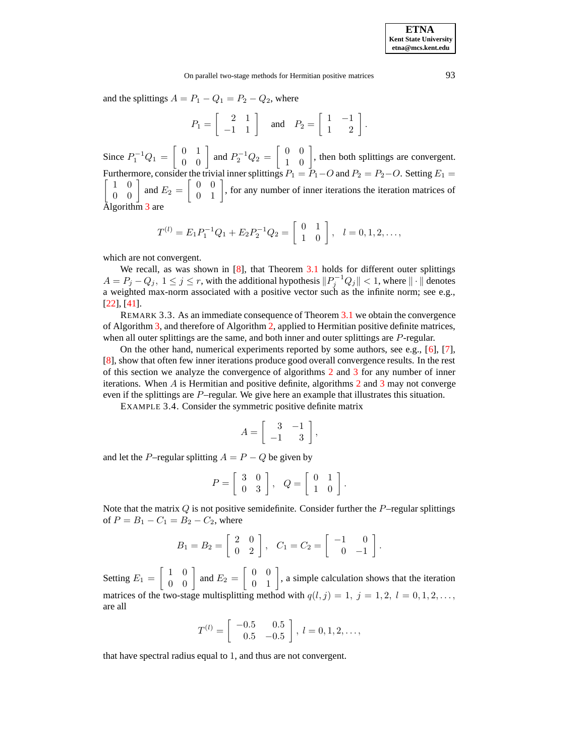and the splittings $A = P_1 - Q_1 = P_2 - Q_2$, where

$$P_1 = \begin{bmatrix} 2 & 1 \\ -1 & 1 \end{bmatrix} \quad \text{and} \quad P_2 = \begin{bmatrix} 1 & -1 \\ 1 & 2 \end{bmatrix}.$$

Since $P_1^{-1}Q_1 = \begin{bmatrix} 0 & 1 \\ 0 & 0 \end{bmatrix}$ and $P_2^{-1}Q_2 = \begin{bmatrix} 0 & 0 \\ 1 & 0 \end{bmatrix}$, then both splittings are convergent. Furthermore, consider the trivial inner splittings $P_1 = P_1 - O$ and $P_2 = P_2 - O$. Setting $E_1 = \begin{bmatrix} 1 & 0 \\ 0 & 0 \end{bmatrix}$ and $E_2 = \begin{bmatrix} 0 & 0 \\ 0 & 1 \end{bmatrix}$, for any number of inner iterations the iteration matrices of Algorithm 3 are

$$T^{(l)} = E_1 P_1^{-1} Q_1 + E_2 P_2^{-1} Q_2 = \begin{bmatrix} 0 & 1 \\ 1 & 0 \end{bmatrix}, \quad l = 0, 1, 2, \ldots,$$

which are not convergent.

We recall, as was shown in [8], that Theorem 3.1 holds for different outer splittings $A = P_j - Q_j,\ 1 \le j \le r$, with the additional hypothesis $\|P_j^{-1}Q_j\| < 1$, where $\|\cdot\|$ denotes a weighted max-norm associated with a positive vector such as the infinite norm; see e.g., [22], [41].

REMARK 3.3. As an immediate consequence of Theorem 3.1 we obtain the convergence of Algorithm 3, and therefore of Algorithm 2, applied to Hermitian positive definite matrices, when all outer splittings are the same, and both inner and outer splittings are $P$-regular.

On the other hand, numerical experiments reported by some authors, see e.g., [6], [7], [8], show that often few inner iterations produce good overall convergence results. In the rest of this section we analyze the convergence of algorithms 2 and 3 for any number of inner iterations. When $A$ is Hermitian and positive definite, algorithms 2 and 3 may not converge even if the splittings are $P$–regular. We give here an example that illustrates this situation.

EXAMPLE 3.4. Consider the symmetric positive definite matrix

$$A = \begin{bmatrix} 3 & -1 \\ -1 & 3 \end{bmatrix},$$

and let the $P$–regular splitting $A = P - Q$ be given by

$$P = \begin{bmatrix} 3 & 0 \\ 0 & 3 \end{bmatrix}, \quad Q = \begin{bmatrix} 0 & 1 \\ 1 & 0 \end{bmatrix}.$$

Note that the matrix $Q$ is not positive semidefinite. Consider further the $P$–regular splittings of $P = B_1 - C_1 = B_2 - C_2$, where

$$B_1 = B_2 = \begin{bmatrix} 2 & 0 \\ 0 & 2 \end{bmatrix}, \quad C_1 = C_2 = \begin{bmatrix} -1 & 0 \\ 0 & -1 \end{bmatrix}.$$

Setting $E_1 = \begin{bmatrix} 1 & 0 \\ 0 & 0 \end{bmatrix}$ and $E_2 = \begin{bmatrix} 0 & 0 \\ 0 & 1 \end{bmatrix}$, a simple calculation shows that the iteration matrices of the two-stage multisplitting method with $q(l,j) = 1,\ j = 1, 2,\ l = 0, 1, 2, \ldots,$ are all

$$T^{(l)} = \begin{bmatrix} -0.5 & 0.5 \\ 0.5 & -0.5 \end{bmatrix}, \ l = 0, 1, 2, \ldots,$$

that have spectral radius equal to 1, and thus are not convergent.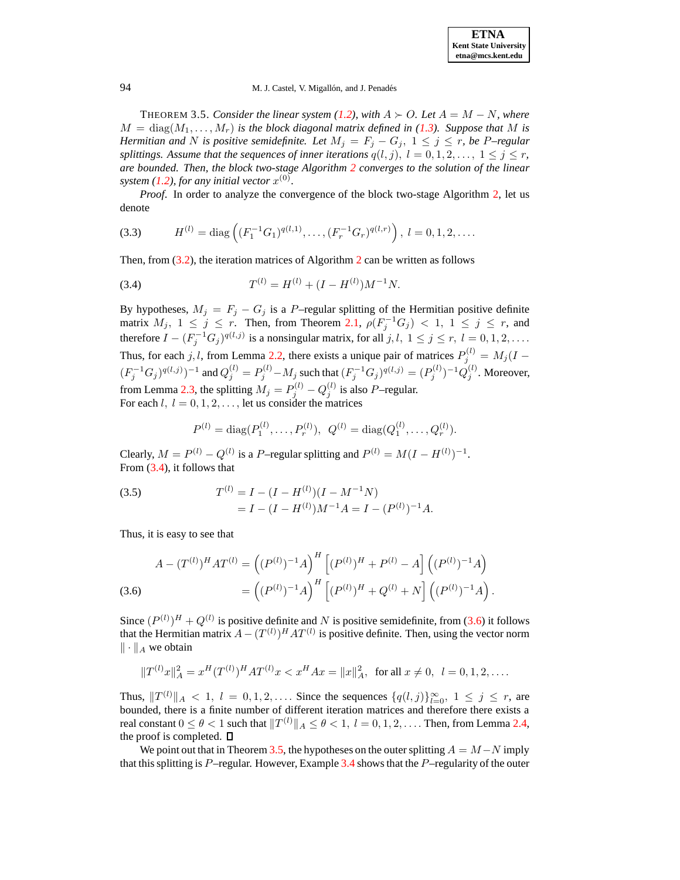THEOREM 3.5. *Consider the linear system (1.2), with $A \succ O$. Let $A = M - N$, where $M = \operatorname{diag}(M_1, \ldots, M_r)$ is the block diagonal matrix defined in (1.3). Suppose that $M$ is Hermitian and $N$ is positive semidefinite. Let $M_j = F_j - G_j,\ 1 \le j \le r$, be $P$–regular splittings. Assume that the sequences of inner iterations $q(l,j),\ l = 0,1,2,\ldots,\ 1 \le j \le r$, are bounded. Then, the block two-stage Algorithm 2 converges to the solution of the linear system (1.2), for any initial vector $x^{(0)}$.*

*Proof.* In order to analyze the convergence of the block two-stage Algorithm 2, let us denote

$$
H^{(l)} = \operatorname{diag}\left((F_1^{-1}G_1)^{q(l,1)}, \ldots, (F_r^{-1}G_r)^{q(l,r)}\right),\ l = 0,1,2,\ldots. \tag{3.3}
$$

Then, from (3.2), the iteration matrices of Algorithm 2 can be written as follows

$$
T^{(l)} = H^{(l)} + (I - H^{(l)})M^{-1}N. \tag{3.4}
$$

By hypotheses, $M_j = F_j - G_j$ is a $P$–regular splitting of the Hermitian positive definite matrix $M_j,\ 1 \le j \le r$. Then, from Theorem 2.1, $\rho(F_j^{-1}G_j) < 1,\ 1 \le j \le r$, and therefore $I - (F_j^{-1}G_j)^{q(l,j)}$ is a nonsingular matrix, for all $j, l,\ 1 \le j \le r,\ l = 0,1,2,\ldots$. Thus, for each $j, l$, from Lemma 2.2, there exists a unique pair of matrices $P_j^{(l)} = M_j(I - (F_j^{-1}G_j)^{q(l,j)})^{-1}$ and $Q_j^{(l)} = P_j^{(l)} - M_j$ such that $(F_j^{-1}G_j)^{q(l,j)} = (P_j^{(l)})^{-1}Q_j^{(l)}$. Moreover, from Lemma 2.3, the splitting $M_j = P_j^{(l)} - Q_j^{(l)}$ is also $P$–regular.
For each $l,\ l = 0,1,2,\ldots$, let us consider the matrices

$$
P^{(l)} = \operatorname{diag}(P_1^{(l)}, \ldots, P_r^{(l)}),\ \ Q^{(l)} = \operatorname{diag}(Q_1^{(l)}, \ldots, Q_r^{(l)}).
$$

Clearly, $M = P^{(l)} - Q^{(l)}$ is a $P$–regular splitting and $P^{(l)} = M(I - H^{(l)})^{-1}$.
From (3.4), it follows that

$$
\begin{aligned}
T^{(l)} &= I - (I - H^{(l)})(I - M^{-1}N) \\
&= I - (I - H^{(l)})M^{-1}A = I - (P^{(l)})^{-1}A.
\end{aligned} \tag{3.5}
$$

Thus, it is easy to see that

$$
\begin{aligned}
A - (T^{(l)})^H A T^{(l)} &= \left((P^{(l)})^{-1}A\right)^H \left[(P^{(l)})^H + P^{(l)} - A\right] \left((P^{(l)})^{-1}A\right) \\
&= \left((P^{(l)})^{-1}A\right)^H \left[(P^{(l)})^H + Q^{(l)} + N\right] \left((P^{(l)})^{-1}A\right).
\end{aligned} \tag{3.6}
$$

Since $(P^{(l)})^H + Q^{(l)}$ is positive definite and $N$ is positive semidefinite, from (3.6) it follows that the Hermitian matrix $A - (T^{(l)})^H A T^{(l)}$ is positive definite. Then, using the vector norm $\|\cdot\|_A$ we obtain

$$
\|T^{(l)}x\|_A^2 = x^H (T^{(l)})^H A T^{(l)} x < x^H A x = \|x\|_A^2,\ \text{ for all } x \neq 0,\ \ l = 0,1,2,\ldots.
$$

Thus, $\|T^{(l)}\|_A < 1,\ l = 0,1,2,\ldots$. Since the sequences $\{q(l,j)\}_{l=0}^{\infty},\ 1 \le j \le r$, are bounded, there is a finite number of different iteration matrices and therefore there exists a real constant $0 \le \theta < 1$ such that $\|T^{(l)}\|_A \le \theta < 1,\ l = 0,1,2,\ldots$. Then, from Lemma 2.4, the proof is completed. ∎

We point out that in Theorem 3.5, the hypotheses on the outer splitting $A = M - N$ imply that this splitting is $P$–regular. However, Example 3.4 shows that the $P$–regularity of the outer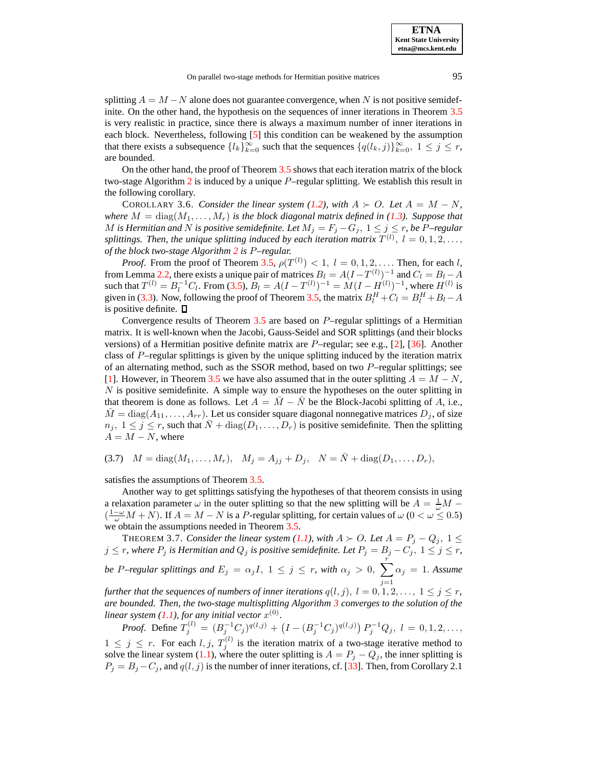splitting $A = M - N$ alone does not guarantee convergence, when $N$ is not positive semidefinite. On the other hand, the hypothesis on the sequences of inner iterations in Theorem 3.5 is very realistic in practice, since there is always a maximum number of inner iterations in each block. Nevertheless, following [5] this condition can be weakened by the assumption that there exists a subsequence $\{l_k\}_{k=0}^{\infty}$ such that the sequences $\{q(l_k, j)\}_{k=0}^{\infty}$, $1 \le j \le r$, are bounded.

On the other hand, the proof of Theorem 3.5 shows that each iteration matrix of the block two-stage Algorithm 2 is induced by a unique $P$–regular splitting. We establish this result in the following corollary.

COROLLARY 3.6. *Consider the linear system (1.2), with $A \succ O$. Let $A = M - N$, where $M = \operatorname{diag}(M_1, \ldots, M_r)$ is the block diagonal matrix defined in (1.3). Suppose that $M$ is Hermitian and $N$ is positive semidefinite. Let $M_j = F_j - G_j$, $1 \le j \le r$, be $P$–regular splittings. Then, the unique splitting induced by each iteration matrix $T^{(l)}$, $l = 0, 1, 2, \ldots,$ of the block two-stage Algorithm 2 is $P$–regular.*

*Proof.* From the proof of Theorem 3.5, $\rho(T^{(l)}) < 1$, $l = 0, 1, 2, \ldots$. Then, for each $l$, from Lemma 2.2, there exists a unique pair of matrices $B_l = A(I - T^{(l)})^{-1}$ and $C_l = B_l - A$ such that $T^{(l)} = B_l^{-1} C_l$. From (3.5), $B_l = A(I - T^{(l)})^{-1} = M(I - H^{(l)})^{-1}$, where $H^{(l)}$ is given in (3.3). Now, following the proof of Theorem 3.5, the matrix $B_l^H + C_l = B_l^H + B_l - A$ is positive definite. $\square$

Convergence results of Theorem 3.5 are based on $P$–regular splittings of a Hermitian matrix. It is well-known when the Jacobi, Gauss-Seidel and SOR splittings (and their blocks versions) of a Hermitian positive definite matrix are $P$–regular; see e.g., [2], [36]. Another class of $P$–regular splittings is given by the unique splitting induced by the iteration matrix of an alternating method, such as the SSOR method, based on two $P$–regular splittings; see [1]. However, in Theorem 3.5 we have also assumed that in the outer splitting $A = M - N$, $N$ is positive semidefinite. A simple way to ensure the hypotheses on the outer splitting in that theorem is done as follows. Let $A = \bar{M} - \bar{N}$ be the Block-Jacobi splitting of $A$, i.e., $\bar{M} = \operatorname{diag}(A_{11}, \ldots, A_{rr})$. Let us consider square diagonal nonnegative matrices $D_j$, of size $n_j$, $1 \le j \le r$, such that $\bar{N} + \operatorname{diag}(D_1, \ldots, D_r)$ is positive semidefinite. Then the splitting $A = M - N$, where

$$
(3.7) \quad M = \operatorname{diag}(M_1, \ldots, M_r), \quad M_j = A_{jj} + D_j, \quad N = \bar{N} + \operatorname{diag}(D_1, \ldots, D_r),
$$

satisfies the assumptions of Theorem 3.5.

Another way to get splittings satisfying the hypotheses of that theorem consists in using a relaxation parameter $\omega$ in the outer splitting so that the new splitting will be $A = \frac{1}{\omega}M - (\frac{1-\omega}{\omega}M + N)$. If $A = M - N$ is a $P$-regular splitting, for certain values of $\omega$ ($0 < \omega \le 0.5$) we obtain the assumptions needed in Theorem 3.5.

THEOREM 3.7. *Consider the linear system (1.1), with $A \succ O$. Let $A = P_j - Q_j$, $1 \le j \le r$, where $P_j$ is Hermitian and $Q_j$ is positive semidefinite. Let $P_j = B_j - C_j$, $1 \le j \le r$, be $P$–regular splittings and $E_j = \alpha_j I$, $1 \le j \le r$, with $\alpha_j > 0$, $\sum_{j=1}^{r} \alpha_j = 1$. Assume further that the sequences of numbers of inner iterations $q(l, j)$, $l = 0, 1, 2, \ldots$, $1 \le j \le r$, are bounded. Then, the two-stage multisplitting Algorithm 3 converges to the solution of the linear system (1.1), for any initial vector $x^{(0)}$.*

*Proof.* Define $T_j^{(l)} = (B_j^{-1} C_j)^{q(l,j)} + \left(I - (B_j^{-1} C_j)^{q(l,j)}\right) P_j^{-1} Q_j$, $l = 0, 1, 2, \ldots,$ $1 \le j \le r$. For each $l, j$, $T_j^{(l)}$ is the iteration matrix of a two-stage iterative method to solve the linear system (1.1), where the outer splitting is $A = P_j - Q_j$, the inner splitting is $P_j = B_j - C_j$, and $q(l, j)$ is the number of inner iterations, cf. [33]. Then, from Corollary 2.1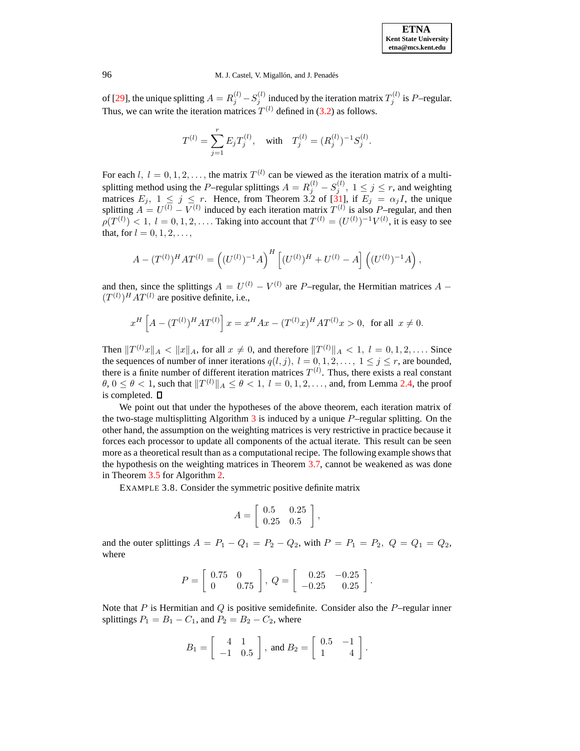of [29], the unique splitting $A = R_j^{(l)} - S_j^{(l)}$ induced by the iteration matrix $T_j^{(l)}$ is $P$–regular. Thus, we can write the iteration matrices $T^{(l)}$ defined in (3.2) as follows.

$$T^{(l)} = \sum_{j=1}^{r} E_j T_j^{(l)}, \quad \text{with} \quad T_j^{(l)} = (R_j^{(l)})^{-1} S_j^{(l)}.$$

For each $l,\ l = 0, 1, 2, \ldots,$ the matrix $T^{(l)}$ can be viewed as the iteration matrix of a multisplitting method using the $P$–regular splittings $A = R_j^{(l)} - S_j^{(l)},\ 1 \leq j \leq r$, and weighting matrices $E_j,\ 1 \leq j \leq r$. Hence, from Theorem 3.2 of [31], if $E_j = \alpha_j I$, the unique splitting $A = U^{(l)} - V^{(l)}$ induced by each iteration matrix $T^{(l)}$ is also $P$–regular, and then $\rho(T^{(l)}) < 1,\ l = 0, 1, 2, \ldots$. Taking into account that $T^{(l)} = (U^{(l)})^{-1} V^{(l)}$, it is easy to see that, for $l = 0, 1, 2, \ldots,$

$$A - (T^{(l)})^H A T^{(l)} = \left( (U^{(l)})^{-1} A \right)^H \left[ (U^{(l)})^H + U^{(l)} - A \right] \left( (U^{(l)})^{-1} A \right),$$

and then, since the splittings $A = U^{(l)} - V^{(l)}$ are $P$–regular, the Hermitian matrices $A - (T^{(l)})^H A T^{(l)}$ are positive definite, i.e.,

$$x^H \left[ A - (T^{(l)})^H A T^{(l)} \right] x = x^H A x - (T^{(l)} x)^H A T^{(l)} x > 0, \quad \text{for all} \ \ x \neq 0.$$

Then $\|T^{(l)} x\|_A < \|x\|_A$, for all $x \neq 0$, and therefore $\|T^{(l)}\|_A < 1,\ l = 0, 1, 2, \ldots$. Since the sequences of number of inner iterations $q(l, j),\ l = 0, 1, 2, \ldots,\ 1 \leq j \leq r$, are bounded, there is a finite number of different iteration matrices $T^{(l)}$. Thus, there exists a real constant $\theta$, $0 \leq \theta < 1$, such that $\|T^{(l)}\|_A \leq \theta < 1,\ l = 0, 1, 2, \ldots$, and, from Lemma 2.4, the proof is completed. ∎

We point out that under the hypotheses of the above theorem, each iteration matrix of the two-stage multisplitting Algorithm 3 is induced by a unique $P$–regular splitting. On the other hand, the assumption on the weighting matrices is very restrictive in practice because it forces each processor to update all components of the actual iterate. This result can be seen more as a theoretical result than as a computational recipe. The following example shows that the hypothesis on the weighting matrices in Theorem 3.7, cannot be weakened as was done in Theorem 3.5 for Algorithm 2.

EXAMPLE 3.8. Consider the symmetric positive definite matrix

$$A = \begin{bmatrix} 0.5 & 0.25 \\ 0.25 & 0.5 \end{bmatrix},$$

and the outer splittings $A = P_1 - Q_1 = P_2 - Q_2$, with $P = P_1 = P_2,\ Q = Q_1 = Q_2$, where

$$P = \begin{bmatrix} 0.75 & 0 \\ 0 & 0.75 \end{bmatrix}, \ Q = \begin{bmatrix} 0.25 & -0.25 \\ -0.25 & 0.25 \end{bmatrix}.$$

Note that $P$ is Hermitian and $Q$ is positive semidefinite. Consider also the $P$–regular inner splittings $P_1 = B_1 - C_1$, and $P_2 = B_2 - C_2$, where

$$B_1 = \begin{bmatrix} 4 & 1 \\ -1 & 0.5 \end{bmatrix}, \text{ and } B_2 = \begin{bmatrix} 0.5 & -1 \\ 1 & 4 \end{bmatrix}.$$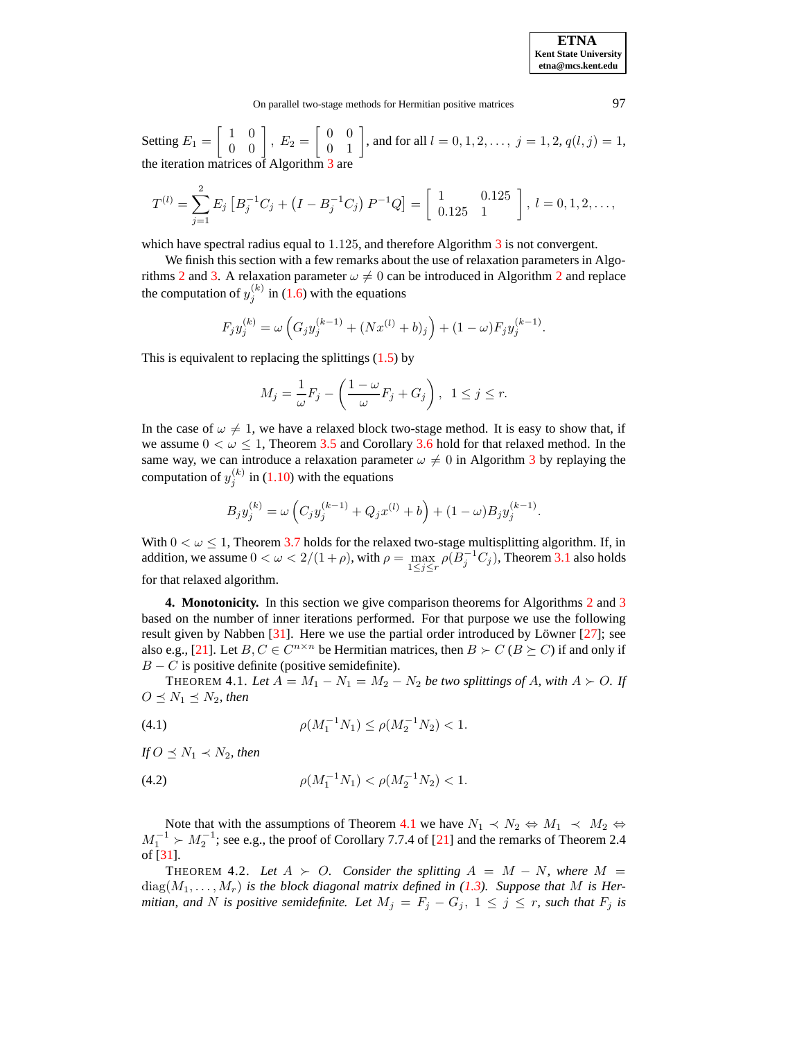Setting $E_1 = \begin{bmatrix} 1 & 0 \\ 0 & 0 \end{bmatrix}$, $E_2 = \begin{bmatrix} 0 & 0 \\ 0 & 1 \end{bmatrix}$, and for all $l = 0, 1, 2, \ldots,$ $j = 1, 2,$ $q(l,j) = 1$, the iteration matrices of Algorithm 3 are

$$T^{(l)} = \sum_{j=1}^{2} E_j \left[ B_j^{-1} C_j + \left( I - B_j^{-1} C_j \right) P^{-1} Q \right] = \begin{bmatrix} 1 & 0.125 \\ 0.125 & 1 \end{bmatrix}, \; l = 0, 1, 2, \ldots,$$

which have spectral radius equal to $1.125$, and therefore Algorithm 3 is not convergent.

We finish this section with a few remarks about the use of relaxation parameters in Algorithms 2 and 3. A relaxation parameter $\omega \neq 0$ can be introduced in Algorithm 2 and replace the computation of $y_j^{(k)}$ in (1.6) with the equations

$$F_j y_j^{(k)} = \omega \left( G_j y_j^{(k-1)} + (N x^{(l)} + b)_j \right) + (1 - \omega) F_j y_j^{(k-1)}.$$

This is equivalent to replacing the splittings (1.5) by

$$M_j = \frac{1}{\omega} F_j - \left( \frac{1 - \omega}{\omega} F_j + G_j \right), \quad 1 \leq j \leq r.$$

In the case of $\omega \neq 1$, we have a relaxed block two-stage method. It is easy to show that, if we assume $0 < \omega \leq 1$, Theorem 3.5 and Corollary 3.6 hold for that relaxed method. In the same way, we can introduce a relaxation parameter $\omega \neq 0$ in Algorithm 3 by replaying the computation of $y_j^{(k)}$ in (1.10) with the equations

$$B_j y_j^{(k)} = \omega \left( C_j y_j^{(k-1)} + Q_j x^{(l)} + b \right) + (1 - \omega) B_j y_j^{(k-1)}.$$

With $0 < \omega \leq 1$, Theorem 3.7 holds for the relaxed two-stage multisplitting algorithm. If, in addition, we assume $0 < \omega < 2/(1 + \rho)$, with $\rho = \max_{1 \leq j \leq r} \rho(B_j^{-1} C_j)$, Theorem 3.1 also holds for that relaxed algorithm.

## 4. Monotonicity.

In this section we give comparison theorems for Algorithms 2 and 3 based on the number of inner iterations performed. For that purpose we use the following result given by Nabben [31]. Here we use the partial order introduced by Löwner [27]; see also e.g., [21]. Let $B, C \in C^{n \times n}$ be Hermitian matrices, then $B \succ C$ ($B \succeq C$) if and only if $B - C$ is positive definite (positive semidefinite).

THEOREM 4.1. *Let $A = M_1 - N_1 = M_2 - N_2$ be two splittings of $A$, with $A \succ O$. If $O \preceq N_1 \preceq N_2$, then*

$$\rho(M_1^{-1} N_1) \leq \rho(M_2^{-1} N_2) < 1. \tag{4.1}$$

*If $O \preceq N_1 \prec N_2$, then*

$$\rho(M_1^{-1} N_1) < \rho(M_2^{-1} N_2) < 1. \tag{4.2}$$

Note that with the assumptions of Theorem 4.1 we have $N_1 \prec N_2 \Leftrightarrow M_1 \prec M_2 \Leftrightarrow M_1^{-1} \succ M_2^{-1}$; see e.g., the proof of Corollary 7.7.4 of [21] and the remarks of Theorem 2.4 of [31].

THEOREM 4.2. *Let $A \succ O$. Consider the splitting $A = M - N$, where $M = \text{diag}(M_1, \ldots, M_r)$ is the block diagonal matrix defined in (1.3). Suppose that $M$ is Hermitian, and $N$ is positive semidefinite. Let $M_j = F_j - G_j$, $1 \leq j \leq r$, such that $F_j$ is*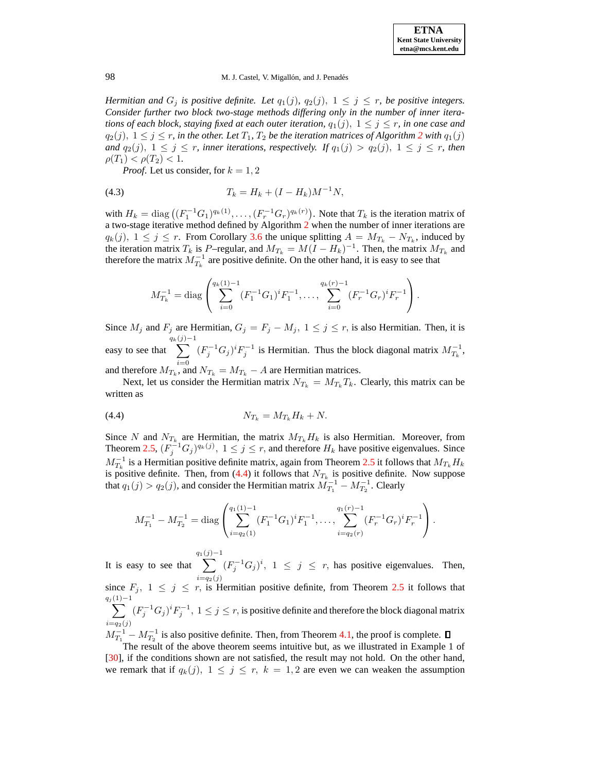*Hermitian and $G_j$ is positive definite. Let $q_1(j),\ q_2(j),\ 1 \le j \le r$, be positive integers. Consider further two block two-stage methods differing only in the number of inner iterations of each block, staying fixed at each outer iteration, $q_1(j),\ 1 \le j \le r$, in one case and $q_2(j),\ 1 \le j \le r$, in the other. Let $T_1$, $T_2$ be the iteration matrices of Algorithm 2 with $q_1(j)$ and $q_2(j),\ 1 \le j \le r$, inner iterations, respectively. If $q_1(j) > q_2(j),\ 1 \le j \le r$, then $\rho(T_1) < \rho(T_2) < 1$.*

*Proof.* Let us consider, for $k = 1, 2$

$$T_k = H_k + (I - H_k)M^{-1}N, \tag{4.3}$$

with $H_k = \operatorname{diag}\left((F_1^{-1}G_1)^{q_k(1)}, \ldots, (F_r^{-1}G_r)^{q_k(r)}\right)$. Note that $T_k$ is the iteration matrix of a two-stage iterative method defined by Algorithm 2 when the number of inner iterations are $q_k(j),\ 1 \le j \le r$. From Corollary 3.6 the unique splitting $A = M_{T_k} - N_{T_k}$, induced by the iteration matrix $T_k$ is $P$–regular, and $M_{T_k} = M(I - H_k)^{-1}$. Then, the matrix $M_{T_k}$ and therefore the matrix $M_{T_k}^{-1}$ are positive definite. On the other hand, it is easy to see that

$$M_{T_k}^{-1} = \operatorname{diag}\left(\sum_{i=0}^{q_k(1)-1}(F_1^{-1}G_1)^i F_1^{-1}, \ldots, \sum_{i=0}^{q_k(r)-1}(F_r^{-1}G_r)^i F_r^{-1}\right).$$

Since $M_j$ and $F_j$ are Hermitian, $G_j = F_j - M_j,\ 1 \le j \le r$, is also Hermitian. Then, it is easy to see that $\displaystyle\sum_{i=0}^{q_k(j)-1}(F_j^{-1}G_j)^i F_j^{-1}$ is Hermitian. Thus the block diagonal matrix $M_{T_k}^{-1}$, and therefore $M_{T_k}$, and $N_{T_k} = M_{T_k} - A$ are Hermitian matrices.

Next, let us consider the Hermitian matrix $N_{T_k} = M_{T_k}T_k$. Clearly, this matrix can be written as

$$N_{T_k} = M_{T_k}H_k + N. \tag{4.4}$$

Since $N$ and $N_{T_k}$ are Hermitian, the matrix $M_{T_k}H_k$ is also Hermitian. Moreover, from Theorem 2.5, $(F_j^{-1}G_j)^{q_k(j)},\ 1 \le j \le r$, and therefore $H_k$ have positive eigenvalues. Since $M_{T_k}^{-1}$ is a Hermitian positive definite matrix, again from Theorem 2.5 it follows that $M_{T_k}H_k$ is positive definite. Then, from (4.4) it follows that $N_{T_k}$ is positive definite. Now suppose that $q_1(j) > q_2(j)$, and consider the Hermitian matrix $M_{T_1}^{-1} - M_{T_2}^{-1}$. Clearly

$$M_{T_1}^{-1} - M_{T_2}^{-1} = \operatorname{diag}\left(\sum_{i=q_2(1)}^{q_1(1)-1}(F_1^{-1}G_1)^i F_1^{-1}, \ldots, \sum_{i=q_2(r)}^{q_1(r)-1}(F_r^{-1}G_r)^i F_r^{-1}\right).$$

It is easy to see that $\displaystyle\sum_{i=q_2(j)}^{q_1(j)-1}(F_j^{-1}G_j)^i,\ 1 \le j \le r$, has positive eigenvalues. Then, since $F_j,\ 1 \le j \le r$, is Hermitian positive definite, from Theorem 2.5 it follows that $\displaystyle\sum_{i=q_2(j)}^{q_j(1)-1}(F_j^{-1}G_j)^i F_j^{-1},\ 1 \le j \le r$, is positive definite and therefore the block diagonal matrix $M_{T_1}^{-1} - M_{T_2}^{-1}$ is also positive definite. Then, from Theorem 4.1, the proof is complete. ∎

The result of the above theorem seems intuitive but, as we illustrated in Example 1 of [30], if the conditions shown are not satisfied, the result may not hold. On the other hand, we remark that if $q_k(j),\ 1 \le j \le r,\ k = 1, 2$ are even we can weaken the assumption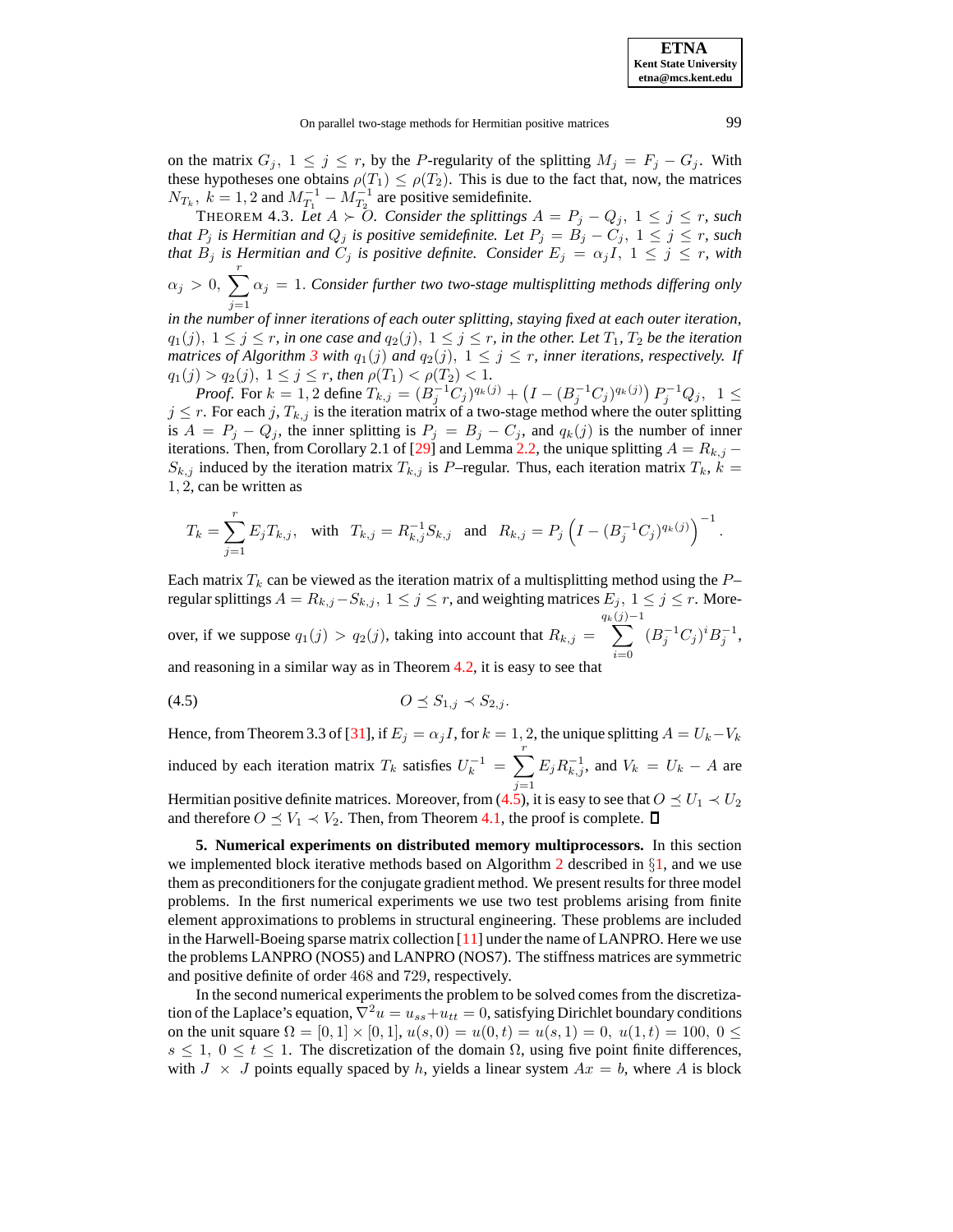on the matrix $G_j$, $1 \leq j \leq r$, by the $P$-regularity of the splitting $M_j = F_j - G_j$. With these hypotheses one obtains $\rho(T_1) \leq \rho(T_2)$. This is due to the fact that, now, the matrices $N_{T_k}$, $k = 1, 2$ and $M_{T_1}^{-1} - M_{T_2}^{-1}$ are positive semidefinite.

THEOREM 4.3. *Let $A \succ O$. Consider the splittings $A = P_j - Q_j$, $1 \leq j \leq r$, such that $P_j$ is Hermitian and $Q_j$ is positive semidefinite. Let $P_j = B_j - C_j$, $1 \leq j \leq r$, such that $B_j$ is Hermitian and $C_j$ is positive definite. Consider $E_j = \alpha_j I$, $1 \leq j \leq r$, with $\alpha_j > 0$, $\sum_{j=1}^{r} \alpha_j = 1$. Consider further two two-stage multisplitting methods differing only in the number of inner iterations of each outer splitting, staying fixed at each outer iteration, $q_1(j)$, $1 \leq j \leq r$, in one case and $q_2(j)$, $1 \leq j \leq r$, in the other. Let $T_1$, $T_2$ be the iteration matrices of Algorithm 3 with $q_1(j)$ and $q_2(j)$, $1 \leq j \leq r$, inner iterations, respectively. If $q_1(j) > q_2(j)$, $1 \leq j \leq r$, then $\rho(T_1) < \rho(T_2) < 1$.*

*Proof.* For $k = 1, 2$ define $T_{k,j} = (B_j^{-1}C_j)^{q_k(j)} + \left(I - (B_j^{-1}C_j)^{q_k(j)}\right) P_j^{-1}Q_j$, $1 \leq j \leq r$. For each $j$, $T_{k,j}$ is the iteration matrix of a two-stage method where the outer splitting is $A = P_j - Q_j$, the inner splitting is $P_j = B_j - C_j$, and $q_k(j)$ is the number of inner iterations. Then, from Corollary 2.1 of [29] and Lemma 2.2, the unique splitting $A = R_{k,j} - S_{k,j}$ induced by the iteration matrix $T_{k,j}$ is $P$–regular. Thus, each iteration matrix $T_k$, $k = 1, 2$, can be written as

$$T_k = \sum_{j=1}^{r} E_j T_{k,j}, \quad \text{with} \quad T_{k,j} = R_{k,j}^{-1} S_{k,j} \quad \text{and} \quad R_{k,j} = P_j \left(I - (B_j^{-1}C_j)^{q_k(j)}\right)^{-1}.$$

Each matrix $T_k$ can be viewed as the iteration matrix of a multisplitting method using the $P$–regular splittings $A = R_{k,j} - S_{k,j}$, $1 \leq j \leq r$, and weighting matrices $E_j$, $1 \leq j \leq r$. Moreover, if we suppose $q_1(j) > q_2(j)$, taking into account that $R_{k,j} = \sum_{i=0}^{q_k(j)-1} (B_j^{-1}C_j)^i B_j^{-1}$, and reasoning in a similar way as in Theorem 4.2, it is easy to see that

$$O \preceq S_{1,j} \prec S_{2,j}. \tag{4.5}$$

Hence, from Theorem 3.3 of [31], if $E_j = \alpha_j I$, for $k = 1, 2$, the unique splitting $A = U_k - V_k$ induced by each iteration matrix $T_k$ satisfies $U_k^{-1} = \sum_{j=1}^{r} E_j R_{k,j}^{-1}$, and $V_k = U_k - A$ are Hermitian positive definite matrices. Moreover, from (4.5), it is easy to see that $O \preceq U_1 \prec U_2$ and therefore $O \preceq V_1 \prec V_2$. Then, from Theorem 4.1, the proof is complete. ◻

## 5. Numerical experiments on distributed memory multiprocessors.

In this section we implemented block iterative methods based on Algorithm 2 described in §1, and we use them as preconditioners for the conjugate gradient method. We present results for three model problems. In the first numerical experiments we use two test problems arising from finite element approximations to problems in structural engineering. These problems are included in the Harwell-Boeing sparse matrix collection [11] under the name of LANPRO. Here we use the problems LANPRO (NOS5) and LANPRO (NOS7). The stiffness matrices are symmetric and positive definite of order 468 and 729, respectively.

In the second numerical experiments the problem to be solved comes from the discretization of the Laplace's equation, $\nabla^2 u = u_{ss} + u_{tt} = 0$, satisfying Dirichlet boundary conditions on the unit square $\Omega = [0, 1] \times [0, 1]$, $u(s, 0) = u(0, t) = u(s, 1) = 0$, $u(1, t) = 100$, $0 \leq s \leq 1$, $0 \leq t \leq 1$. The discretization of the domain $\Omega$, using five point finite differences, with $J \times J$ points equally spaced by $h$, yields a linear system $Ax = b$, where $A$ is block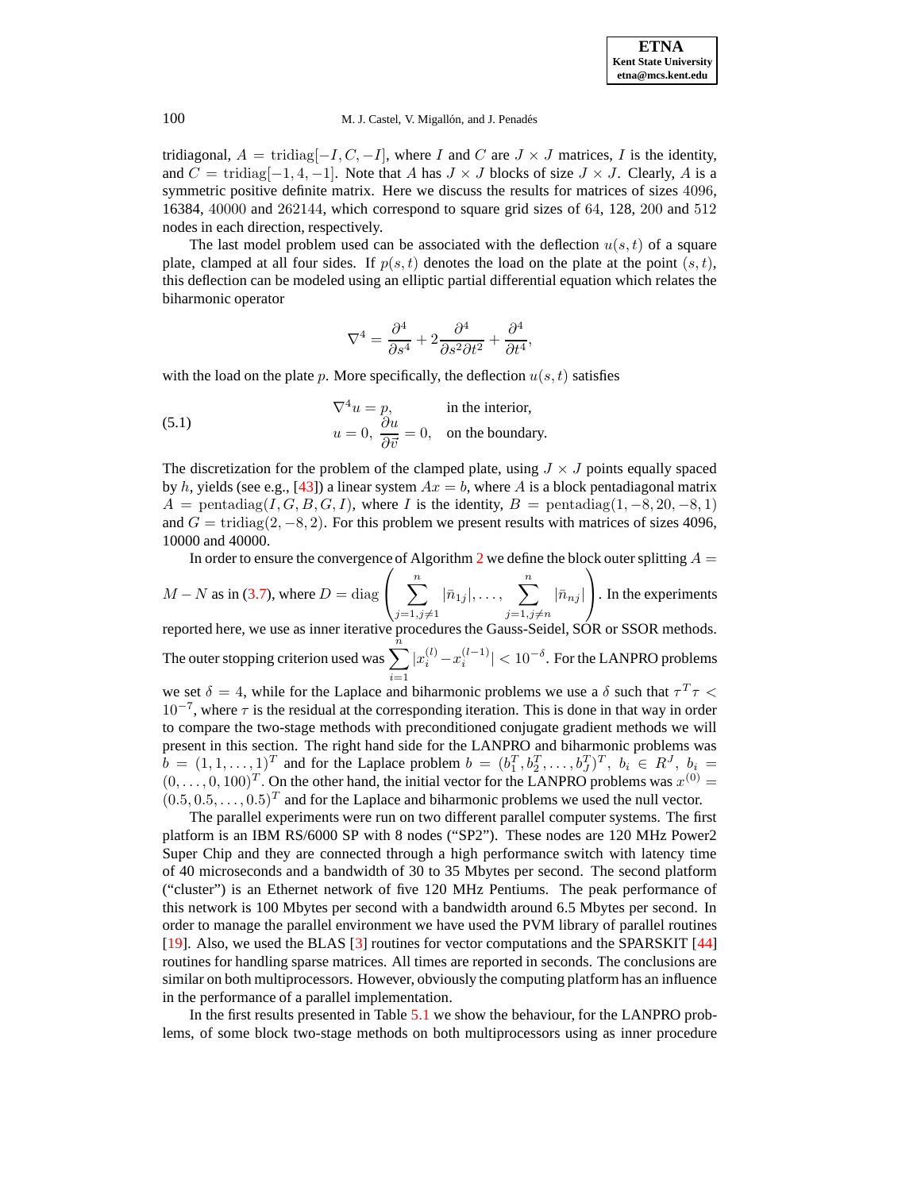tridiagonal, $A = \text{tridiag}[-I, C, -I]$, where $I$ and $C$ are $J \times J$ matrices, $I$ is the identity, and $C = \text{tridiag}[-1, 4, -1]$. Note that $A$ has $J \times J$ blocks of size $J \times J$. Clearly, $A$ is a symmetric positive definite matrix. Here we discuss the results for matrices of sizes 4096, 16384, 40000 and 262144, which correspond to square grid sizes of 64, 128, 200 and 512 nodes in each direction, respectively.

The last model problem used can be associated with the deflection $u(s,t)$ of a square plate, clamped at all four sides. If $p(s,t)$ denotes the load on the plate at the point $(s,t)$, this deflection can be modeled using an elliptic partial differential equation which relates the biharmonic operator

$$\nabla^4 = \frac{\partial^4}{\partial s^4} + 2\frac{\partial^4}{\partial s^2 \partial t^2} + \frac{\partial^4}{\partial t^4},$$

with the load on the plate $p$. More specifically, the deflection $u(s,t)$ satisfies

$$\begin{aligned} &\nabla^4 u = p, && \text{in the interior,} \\ &u = 0,\ \frac{\partial u}{\partial \vec{v}} = 0, && \text{on the boundary.} \end{aligned} \tag{5.1}$$

The discretization for the problem of the clamped plate, using $J \times J$ points equally spaced by $h$, yields (see e.g., [43]) a linear system $Ax = b$, where $A$ is a block pentadiagonal matrix $A = \text{pentadiag}(I, G, B, G, I)$, where $I$ is the identity, $B = \text{pentadiag}(1, -8, 20, -8, 1)$ and $G = \text{tridiag}(2, -8, 2)$. For this problem we present results with matrices of sizes 4096, 10000 and 40000.

In order to ensure the convergence of Algorithm 2 we define the block outer splitting $A = M - N$ as in (3.7), where $D = \text{diag}\left(\sum_{j=1, j\neq 1}^{n} |\bar{n}_{1j}|, \ldots, \sum_{j=1, j\neq n}^{n} |\bar{n}_{nj}|\right)$. In the experiments reported here, we use as inner iterative procedures the Gauss-Seidel, SOR or SSOR methods. The outer stopping criterion used was $\sum_{i=1}^{n} |x_i^{(l)} - x_i^{(l-1)}| < 10^{-\delta}$. For the LANPRO problems we set $\delta = 4$, while for the Laplace and biharmonic problems we use a $\delta$ such that $\tau^T \tau < 10^{-7}$, where $\tau$ is the residual at the corresponding iteration. This is done in that way in order to compare the two-stage methods with preconditioned conjugate gradient methods we will present in this section. The right hand side for the LANPRO and biharmonic problems was $b = (1, 1, \ldots, 1)^T$ and for the Laplace problem $b = (b_1^T, b_2^T, \ldots, b_J^T)^T$, $b_i \in R^J$, $b_i = (0, \ldots, 0, 100)^T$. On the other hand, the initial vector for the LANPRO problems was $x^{(0)} = (0.5, 0.5, \ldots, 0.5)^T$ and for the Laplace and biharmonic problems we used the null vector.

The parallel experiments were run on two different parallel computer systems. The first platform is an IBM RS/6000 SP with 8 nodes ("SP2"). These nodes are 120 MHz Power2 Super Chip and they are connected through a high performance switch with latency time of 40 microseconds and a bandwidth of 30 to 35 Mbytes per second. The second platform ("cluster") is an Ethernet network of five 120 MHz Pentiums. The peak performance of this network is 100 Mbytes per second with a bandwidth around 6.5 Mbytes per second. In order to manage the parallel environment we have used the PVM library of parallel routines [19]. Also, we used the BLAS [3] routines for vector computations and the SPARSKIT [44] routines for handling sparse matrices. All times are reported in seconds. The conclusions are similar on both multiprocessors. However, obviously the computing platform has an influence in the performance of a parallel implementation.

In the first results presented in Table 5.1 we show the behaviour, for the LANPRO problems, of some block two-stage methods on both multiprocessors using as inner procedure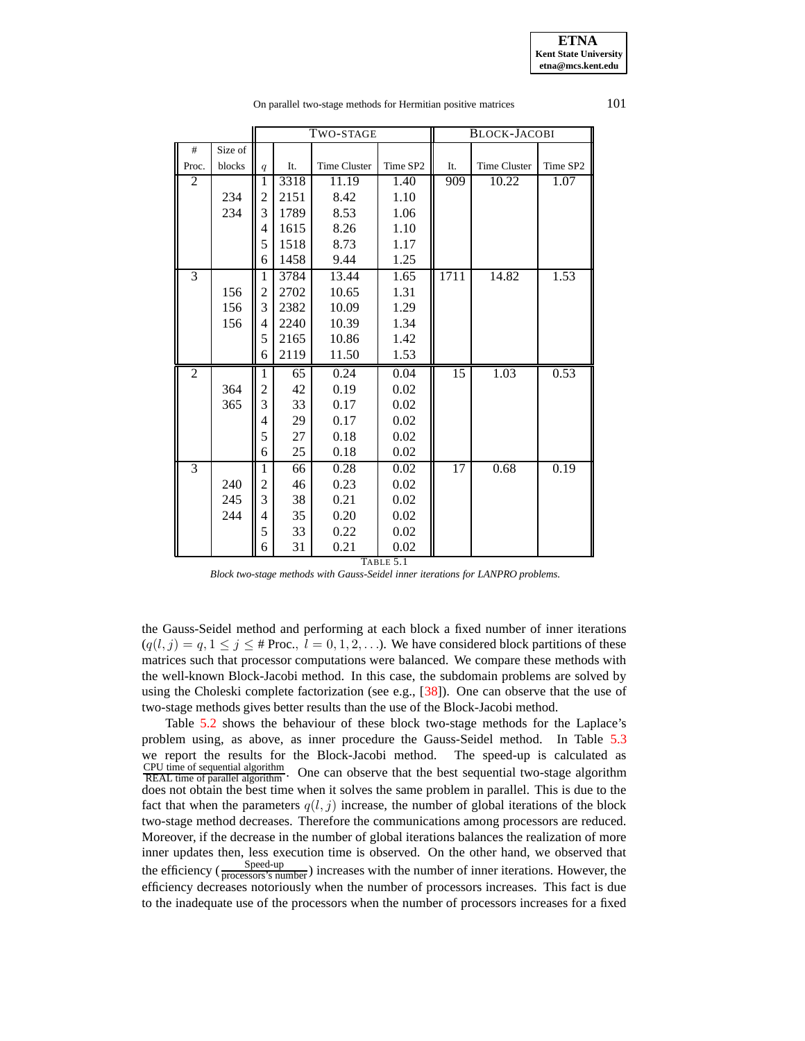| # Proc. | Size of blocks | $q$ | TWO-STAGE It. | Time Cluster | Time SP2 | BLOCK-JACOBI It. | Time Cluster | Time SP2 |
|---|---|---|---|---|---|---|---|---|
| 2 | | 1 | 3318 | 11.19 | 1.40 | 909 | 10.22 | 1.07 |
| | 234 | 2 | 2151 | 8.42 | 1.10 | | | |
| | 234 | 3 | 1789 | 8.53 | 1.06 | | | |
| | | 4 | 1615 | 8.26 | 1.10 | | | |
| | | 5 | 1518 | 8.73 | 1.17 | | | |
| | | 6 | 1458 | 9.44 | 1.25 | | | |
| 3 | | 1 | 3784 | 13.44 | 1.65 | 1711 | 14.82 | 1.53 |
| | 156 | 2 | 2702 | 10.65 | 1.31 | | | |
| | 156 | 3 | 2382 | 10.09 | 1.29 | | | |
| | 156 | 4 | 2240 | 10.39 | 1.34 | | | |
| | | 5 | 2165 | 10.86 | 1.42 | | | |
| | | 6 | 2119 | 11.50 | 1.53 | | | |
| 2 | | 1 | 65 | 0.24 | 0.04 | 15 | 1.03 | 0.53 |
| | 364 | 2 | 42 | 0.19 | 0.02 | | | |
| | 365 | 3 | 33 | 0.17 | 0.02 | | | |
| | | 4 | 29 | 0.17 | 0.02 | | | |
| | | 5 | 27 | 0.18 | 0.02 | | | |
| | | 6 | 25 | 0.18 | 0.02 | | | |
| 3 | | 1 | 66 | 0.28 | 0.02 | 17 | 0.68 | 0.19 |
| | 240 | 2 | 46 | 0.23 | 0.02 | | | |
| | 245 | 3 | 38 | 0.21 | 0.02 | | | |
| | 244 | 4 | 35 | 0.20 | 0.02 | | | |
| | | 5 | 33 | 0.22 | 0.02 | | | |
| | | 6 | 31 | 0.21 | 0.02 | | | |

TABLE 5.1
*Block two-stage methods with Gauss-Seidel inner iterations for LANPRO problems.*

the Gauss-Seidel method and performing at each block a fixed number of inner iterations ($q(l,j) = q, 1 \leq j \leq$ # Proc., $l = 0, 1, 2, \ldots$). We have considered block partitions of these matrices such that processor computations were balanced. We compare these methods with the well-known Block-Jacobi method. In this case, the subdomain problems are solved by using the Choleski complete factorization (see e.g., [38]). One can observe that the use of two-stage methods gives better results than the use of the Block-Jacobi method.

Table 5.2 shows the behaviour of these block two-stage methods for the Laplace's problem using, as above, as inner procedure the Gauss-Seidel method. In Table 5.3 we report the results for the Block-Jacobi method. The speed-up is calculated as $\frac{\text{CPU time of sequential algorithm}}{\text{REAL time of parallel algorithm}}$. One can observe that the best sequential two-stage algorithm does not obtain the best time when it solves the same problem in parallel. This is due to the fact that when the parameters $q(l,j)$ increase, the number of global iterations of the block two-stage method decreases. Therefore the communications among processors are reduced. Moreover, if the decrease in the number of global iterations balances the realization of more inner updates then, less execution time is observed. On the other hand, we observed that the efficiency ($\frac{\text{Speed-up}}{\text{processors's number}}$) increases with the number of inner iterations. However, the efficiency decreases notoriously when the number of processors increases. This fact is due to the inadequate use of the processors when the number of processors increases for a fixed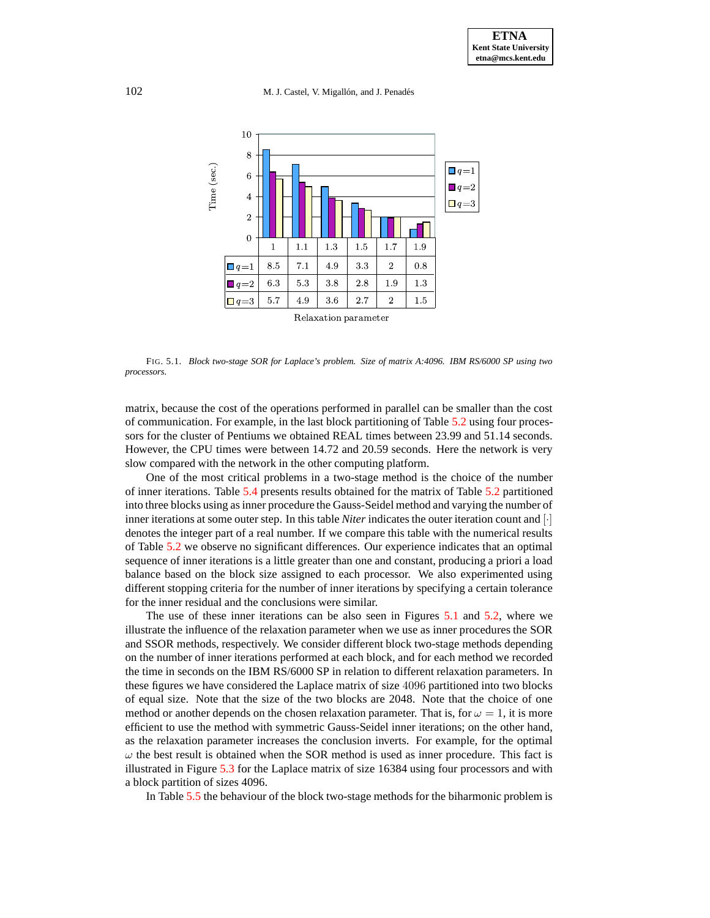| | 1 | 1.1 | 1.3 | 1.5 | 1.7 | 1.9 |
|---|---|---|---|---|---|---|
| $q=1$ | 8.5 | 7.1 | 4.9 | 3.3 | 2 | 0.8 |
| $q=2$ | 6.3 | 5.3 | 3.8 | 2.8 | 1.9 | 1.3 |
| $q=3$ | 5.7 | 4.9 | 3.6 | 2.7 | 2 | 1.5 |

Relaxation parameter

FIG. 5.1. *Block two-stage SOR for Laplace's problem. Size of matrix A:4096. IBM RS/6000 SP using two processors.*

matrix, because the cost of the operations performed in parallel can be smaller than the cost of communication. For example, in the last block partitioning of Table 5.2 using four processors for the cluster of Pentiums we obtained REAL times between 23.99 and 51.14 seconds. However, the CPU times were between 14.72 and 20.59 seconds. Here the network is very slow compared with the network in the other computing platform.

One of the most critical problems in a two-stage method is the choice of the number of inner iterations. Table 5.4 presents results obtained for the matrix of Table 5.2 partitioned into three blocks using as inner procedure the Gauss-Seidel method and varying the number of inner iterations at some outer step. In this table *Niter* indicates the outer iteration count and $[\cdot]$ denotes the integer part of a real number. If we compare this table with the numerical results of Table 5.2 we observe no significant differences. Our experience indicates that an optimal sequence of inner iterations is a little greater than one and constant, producing a priori a load balance based on the block size assigned to each processor. We also experimented using different stopping criteria for the number of inner iterations by specifying a certain tolerance for the inner residual and the conclusions were similar.

The use of these inner iterations can be also seen in Figures 5.1 and 5.2, where we illustrate the influence of the relaxation parameter when we use as inner procedures the SOR and SSOR methods, respectively. We consider different block two-stage methods depending on the number of inner iterations performed at each block, and for each method we recorded the time in seconds on the IBM RS/6000 SP in relation to different relaxation parameters. In these figures we have considered the Laplace matrix of size $4096$ partitioned into two blocks of equal size. Note that the size of the two blocks are 2048. Note that the choice of one method or another depends on the chosen relaxation parameter. That is, for $\omega = 1$, it is more efficient to use the method with symmetric Gauss-Seidel inner iterations; on the other hand, as the relaxation parameter increases the conclusion inverts. For example, for the optimal $\omega$ the best result is obtained when the SOR method is used as inner procedure. This fact is illustrated in Figure 5.3 for the Laplace matrix of size 16384 using four processors and with a block partition of sizes 4096.

In Table 5.5 the behaviour of the block two-stage methods for the biharmonic problem is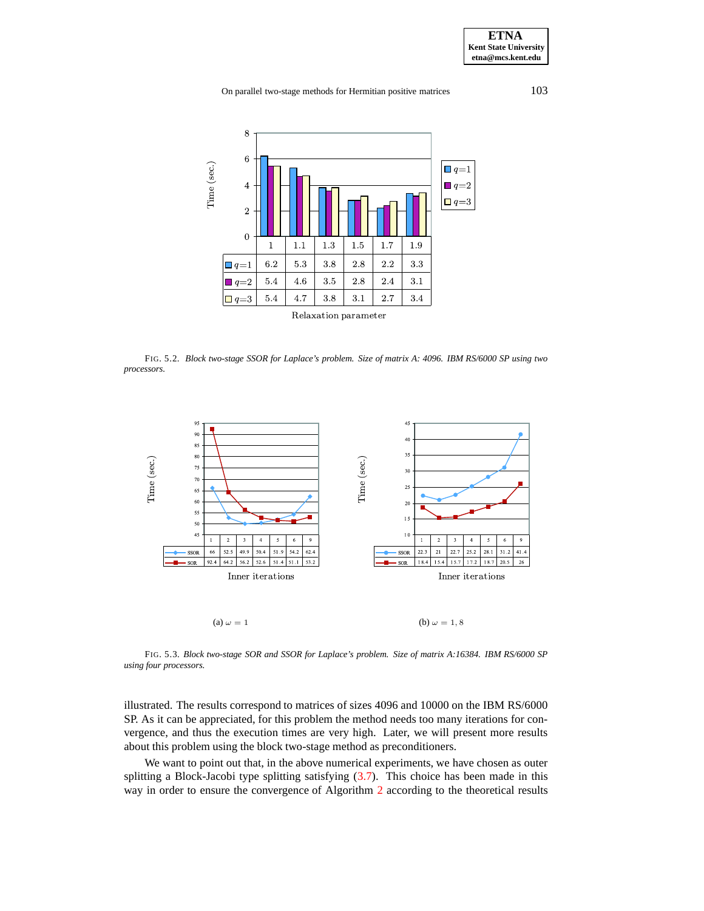| | 1 | 1.1 | 1.3 | 1.5 | 1.7 | 1.9 |
|---|---|---|---|---|---|---|
| $q$=1 | 6.2 | 5.3 | 3.8 | 2.8 | 2.2 | 3.3 |
| $q$=2 | 5.4 | 4.6 | 3.5 | 2.8 | 2.4 | 3.1 |
| $q$=3 | 5.4 | 4.7 | 3.8 | 3.1 | 2.7 | 3.4 |

Relaxation parameter

FIG. 5.2. *Block two-stage SSOR for Laplace's problem. Size of matrix A: 4096. IBM RS/6000 SP using two processors.*

| | 1 | 2 | 3 | 4 | 5 | 6 | 9 |
|---|---|---|---|---|---|---|---|
| SSOR | 66 | 52.5 | 49.9 | 50.4 | 51.9 | 54.2 | 62.4 |
| SOR | 92.4 | 64.2 | 56.2 | 52.6 | 51.4 | 51.1 | 53.2 |

Inner iterations

(a) $\omega = 1$

| | 1 | 2 | 3 | 4 | 5 | 6 | 9 |
|---|---|---|---|---|---|---|---|
| SSOR | 22.3 | 21 | 22.7 | 25.2 | 28.1 | 31.2 | 41.4 |
| SOR | 18.4 | 15.4 | 15.7 | 17.2 | 18.7 | 20.5 | 26 |

Inner iterations

(b) $\omega = 1,8$

FIG. 5.3. *Block two-stage SOR and SSOR for Laplace's problem. Size of matrix A:16384. IBM RS/6000 SP using four processors.*

illustrated. The results correspond to matrices of sizes 4096 and 10000 on the IBM RS/6000 SP. As it can be appreciated, for this problem the method needs too many iterations for convergence, and thus the execution times are very high. Later, we will present more results about this problem using the block two-stage method as preconditioners.

We want to point out that, in the above numerical experiments, we have chosen as outer splitting a Block-Jacobi type splitting satisfying (3.7). This choice has been made in this way in order to ensure the convergence of Algorithm 2 according to the theoretical results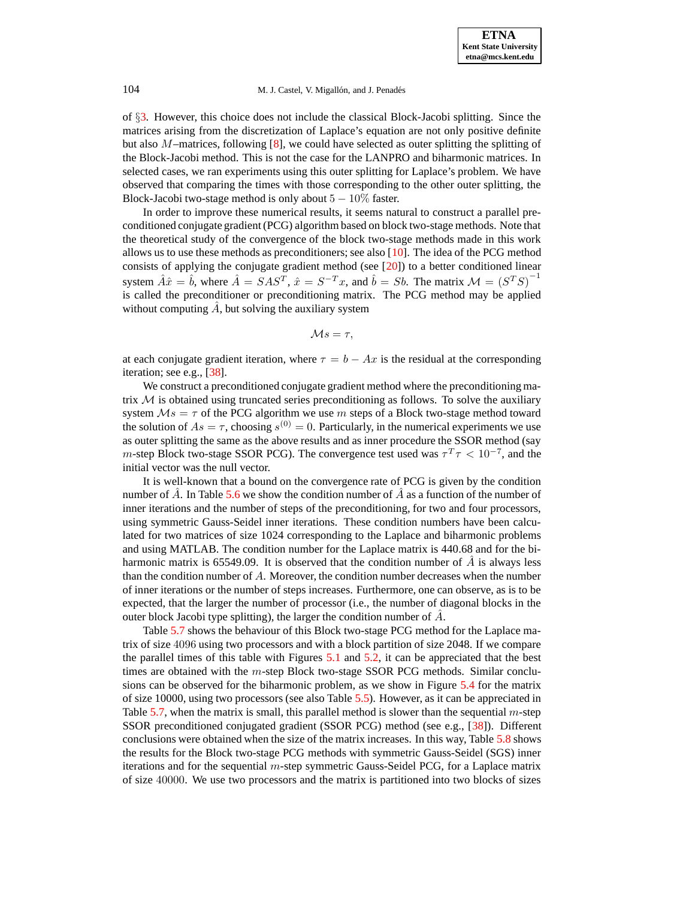of §3. However, this choice does not include the classical Block-Jacobi splitting. Since the matrices arising from the discretization of Laplace's equation are not only positive definite but also $M$–matrices, following [8], we could have selected as outer splitting the splitting of the Block-Jacobi method. This is not the case for the LANPRO and biharmonic matrices. In selected cases, we ran experiments using this outer splitting for Laplace's problem. We have observed that comparing the times with those corresponding to the other outer splitting, the Block-Jacobi two-stage method is only about $5 - 10\%$ faster.

In order to improve these numerical results, it seems natural to construct a parallel preconditioned conjugate gradient (PCG) algorithm based on block two-stage methods. Note that the theoretical study of the convergence of the block two-stage methods made in this work allows us to use these methods as preconditioners; see also [10]. The idea of the PCG method consists of applying the conjugate gradient method (see [20]) to a better conditioned linear system $\hat{A}\hat{x} = \hat{b}$, where $\hat{A} = SAS^T$, $\hat{x} = S^{-T}x$, and $\hat{b} = Sb$. The matrix $\mathcal{M} = (S^T S)^{-1}$ is called the preconditioner or preconditioning matrix. The PCG method may be applied without computing $\hat{A}$, but solving the auxiliary system

$$\mathcal{M}s = \tau,$$

at each conjugate gradient iteration, where $\tau = b - Ax$ is the residual at the corresponding iteration; see e.g., [38].

We construct a preconditioned conjugate gradient method where the preconditioning matrix $\mathcal{M}$ is obtained using truncated series preconditioning as follows. To solve the auxiliary system $\mathcal{M}s = \tau$ of the PCG algorithm we use $m$ steps of a Block two-stage method toward the solution of $As = \tau$, choosing $s^{(0)} = 0$. Particularly, in the numerical experiments we use as outer splitting the same as the above results and as inner procedure the SSOR method (say $m$-step Block two-stage SSOR PCG). The convergence test used was $\tau^T\tau < 10^{-7}$, and the initial vector was the null vector.

It is well-known that a bound on the convergence rate of PCG is given by the condition number of $\hat{A}$. In Table 5.6 we show the condition number of $\hat{A}$ as a function of the number of inner iterations and the number of steps of the preconditioning, for two and four processors, using symmetric Gauss-Seidel inner iterations. These condition numbers have been calculated for two matrices of size 1024 corresponding to the Laplace and biharmonic problems and using MATLAB. The condition number for the Laplace matrix is 440.68 and for the biharmonic matrix is 65549.09. It is observed that the condition number of $\hat{A}$ is always less than the condition number of $A$. Moreover, the condition number decreases when the number of inner iterations or the number of steps increases. Furthermore, one can observe, as is to be expected, that the larger the number of processor (i.e., the number of diagonal blocks in the outer block Jacobi type splitting), the larger the condition number of $\hat{A}$.

Table 5.7 shows the behaviour of this Block two-stage PCG method for the Laplace matrix of size $4096$ using two processors and with a block partition of size 2048. If we compare the parallel times of this table with Figures 5.1 and 5.2, it can be appreciated that the best times are obtained with the $m$-step Block two-stage SSOR PCG methods. Similar conclusions can be observed for the biharmonic problem, as we show in Figure 5.4 for the matrix of size 10000, using two processors (see also Table 5.5). However, as it can be appreciated in Table 5.7, when the matrix is small, this parallel method is slower than the sequential $m$-step SSOR preconditioned conjugated gradient (SSOR PCG) method (see e.g., [38]). Different conclusions were obtained when the size of the matrix increases. In this way, Table 5.8 shows the results for the Block two-stage PCG methods with symmetric Gauss-Seidel (SGS) inner iterations and for the sequential $m$-step symmetric Gauss-Seidel PCG, for a Laplace matrix of size $40000$. We use two processors and the matrix is partitioned into two blocks of sizes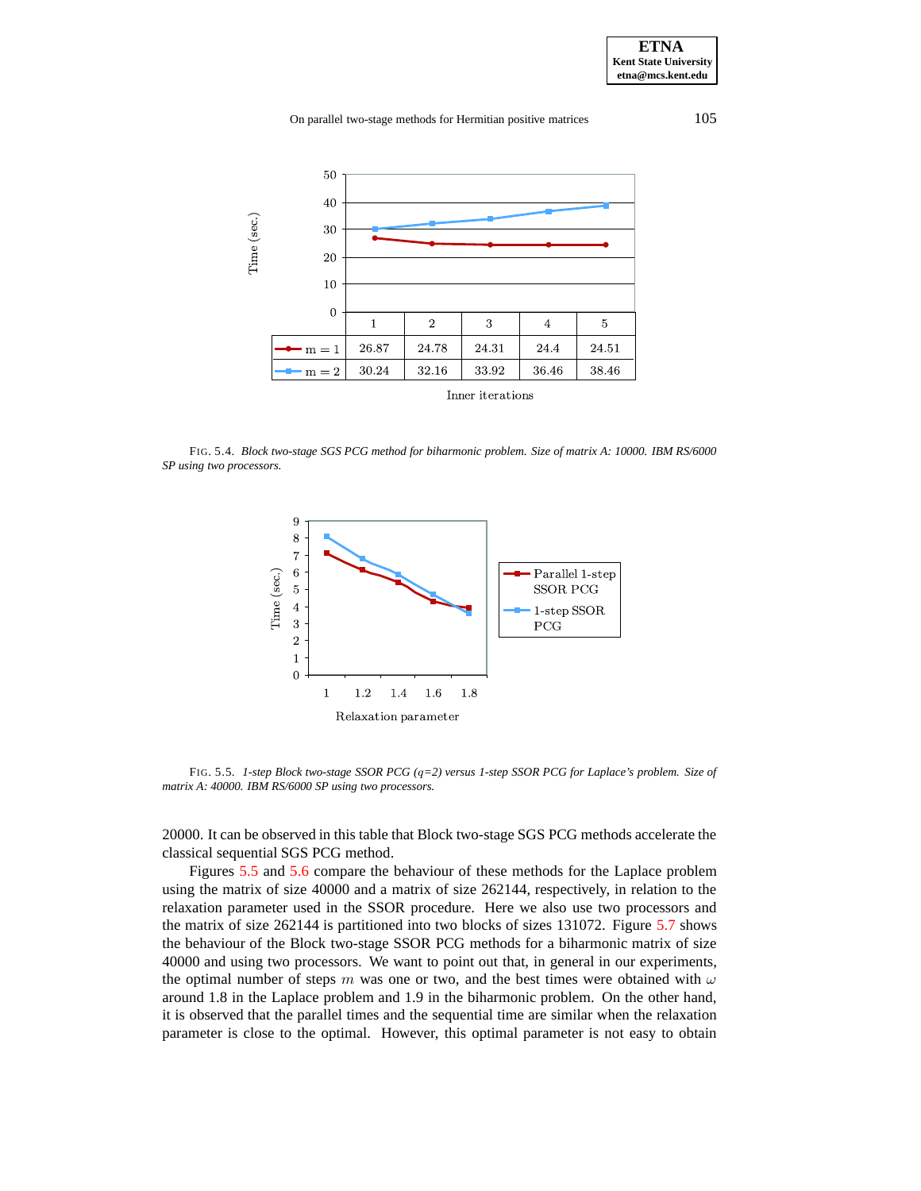|  | 1 | 2 | 3 | 4 | 5 |
|---|---|---|---|---|---|
| m = 1 | 26.87 | 24.78 | 24.31 | 24.4 | 24.51 |
| m = 2 | 30.24 | 32.16 | 33.92 | 36.46 | 38.46 |

Inner iterations

FIG. 5.4. *Block two-stage SGS PCG method for biharmonic problem. Size of matrix A: 10000. IBM RS/6000 SP using two processors.*

FIG. 5.5. *1-step Block two-stage SSOR PCG (q=2) versus 1-step SSOR PCG for Laplace's problem. Size of matrix A: 40000. IBM RS/6000 SP using two processors.*

20000. It can be observed in this table that Block two-stage SGS PCG methods accelerate the classical sequential SGS PCG method.

Figures 5.5 and 5.6 compare the behaviour of these methods for the Laplace problem using the matrix of size 40000 and a matrix of size 262144, respectively, in relation to the relaxation parameter used in the SSOR procedure. Here we also use two processors and the matrix of size 262144 is partitioned into two blocks of sizes 131072. Figure 5.7 shows the behaviour of the Block two-stage SSOR PCG methods for a biharmonic matrix of size 40000 and using two processors. We want to point out that, in general in our experiments, the optimal number of steps $m$ was one or two, and the best times were obtained with $\omega$ around 1.8 in the Laplace problem and 1.9 in the biharmonic problem. On the other hand, it is observed that the parallel times and the sequential time are similar when the relaxation parameter is close to the optimal. However, this optimal parameter is not easy to obtain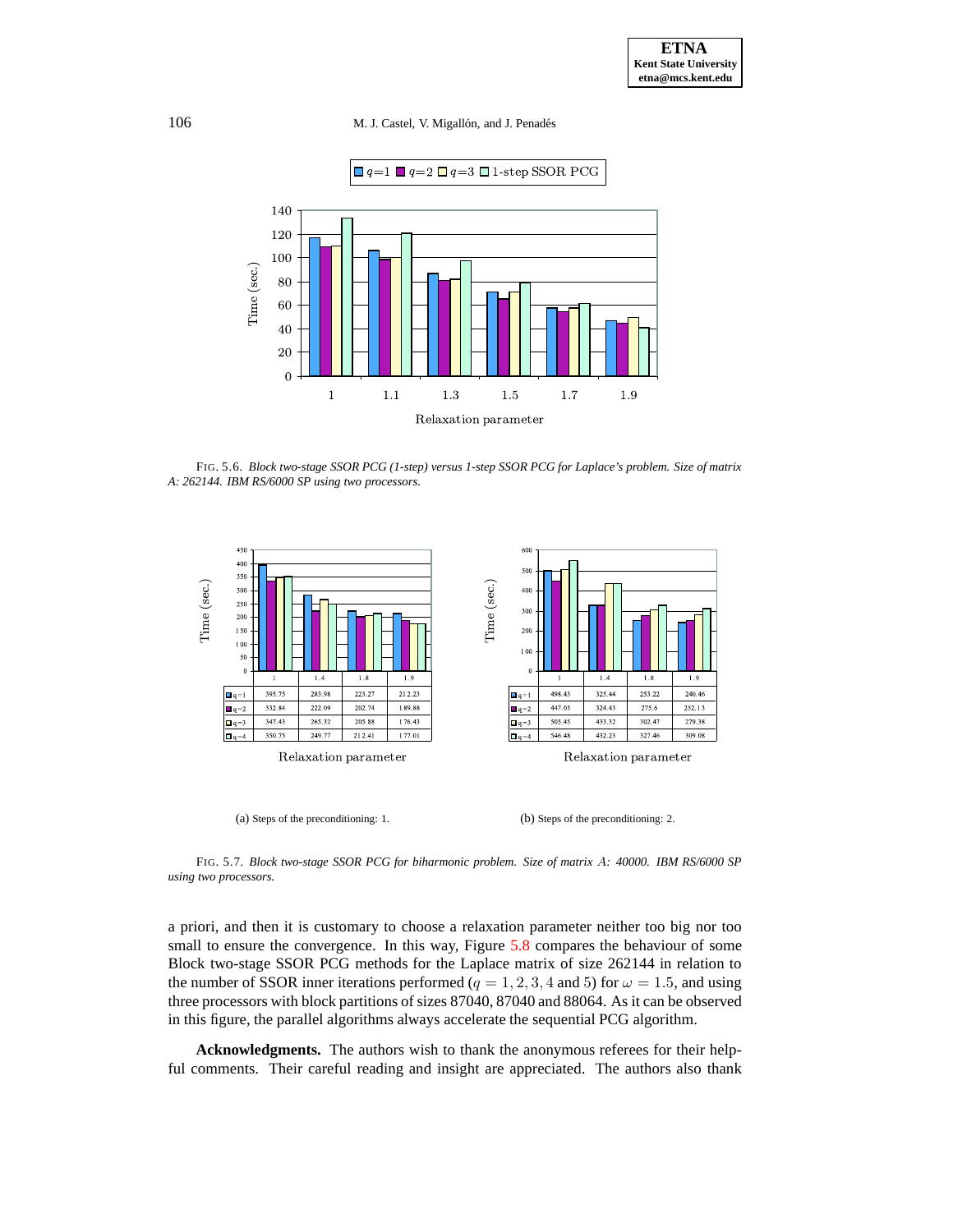FIG. 5.6. *Block two-stage SSOR PCG (1-step) versus 1-step SSOR PCG for Laplace's problem. Size of matrix A: 262144. IBM RS/6000 SP using two processors.*

| | 1 | 1.4 | 1.8 | 1.9 |
|---|---|---|---|---|
| q=1 | 395.75 | 283.98 | 223.27 | 212.23 |
| q=2 | 332.84 | 222.09 | 202.74 | 189.88 |
| q=3 | 347.43 | 265.32 | 205.88 | 176.43 |
| q=4 | 350.75 | 249.77 | 212.41 | 177.01 |

Relaxation parameter

(a) Steps of the preconditioning: 1.

| | 1 | 1.4 | 1.8 | 1.9 |
|---|---|---|---|---|
| q=1 | 498.43 | 325.44 | 253.22 | 240.46 |
| q=2 | 447.03 | 324.43 | 275.6 | 252.13 |
| q=3 | 505.45 | 433.32 | 302.47 | 279.38 |
| q=4 | 546.48 | 432.23 | 327.46 | 309.08 |

Relaxation parameter

(b) Steps of the preconditioning: 2.

FIG. 5.7. *Block two-stage SSOR PCG for biharmonic problem. Size of matrix $A$: 40000. IBM RS/6000 SP using two processors.*

a priori, and then it is customary to choose a relaxation parameter neither too big nor too small to ensure the convergence. In this way, Figure 5.8 compares the behaviour of some Block two-stage SSOR PCG methods for the Laplace matrix of size 262144 in relation to the number of SSOR inner iterations performed ($q = 1, 2, 3, 4$ and $5$) for $\omega = 1.5$, and using three processors with block partitions of sizes 87040, 87040 and 88064. As it can be observed in this figure, the parallel algorithms always accelerate the sequential PCG algorithm.

**Acknowledgments.** The authors wish to thank the anonymous referees for their helpful comments. Their careful reading and insight are appreciated. The authors also thank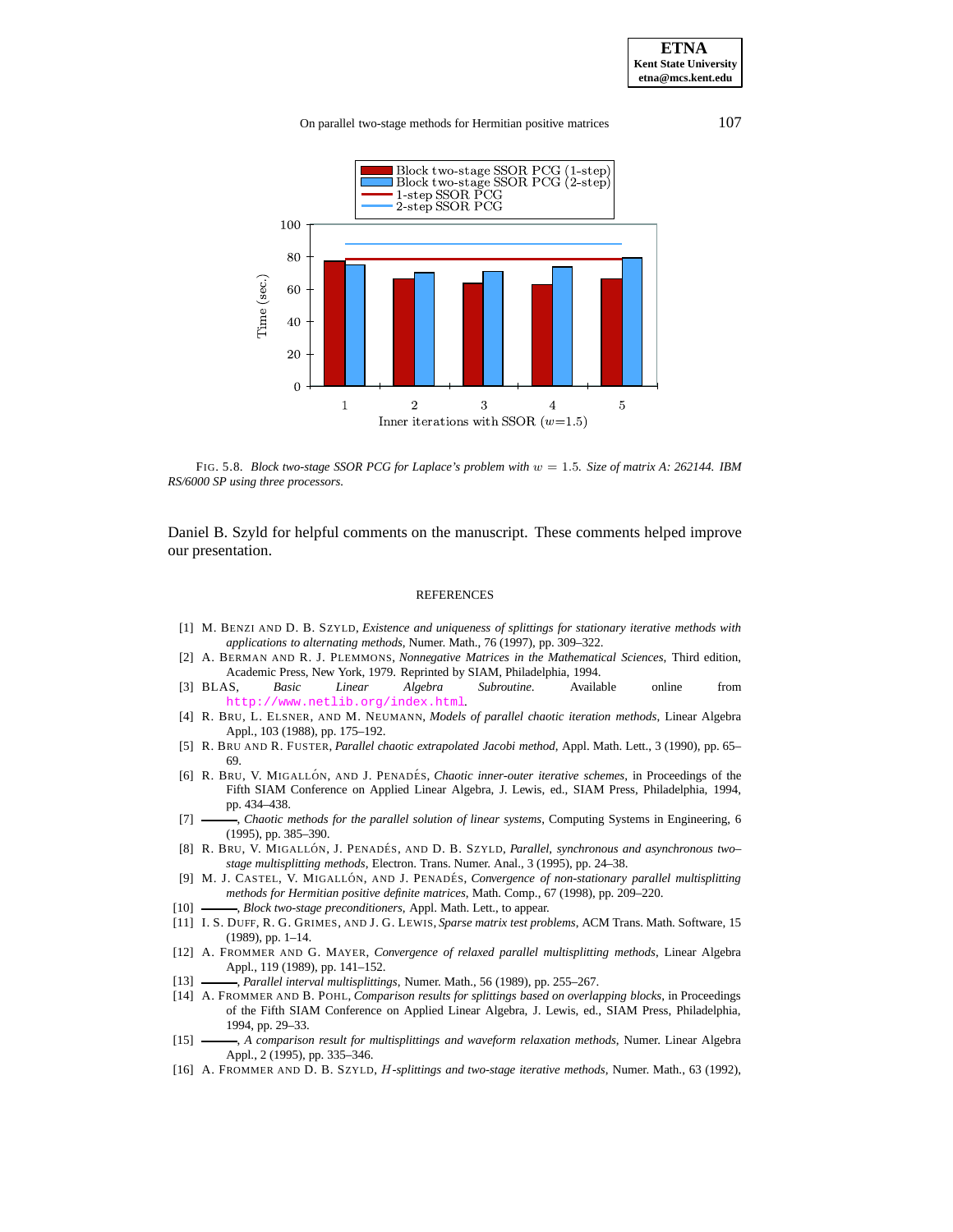FIG. 5.8. *Block two-stage SSOR PCG for Laplace's problem with $w = 1.5$. Size of matrix A: 262144. IBM RS/6000 SP using three processors.*

Daniel B. Szyld for helpful comments on the manuscript. These comments helped improve our presentation.

## REFERENCES

[1] M. BENZI AND D. B. SZYLD, *Existence and uniqueness of splittings for stationary iterative methods with applications to alternating methods*, Numer. Math., 76 (1997), pp. 309–322.

[2] A. BERMAN AND R. J. PLEMMONS, *Nonnegative Matrices in the Mathematical Sciences*, Third edition, Academic Press, New York, 1979. Reprinted by SIAM, Philadelphia, 1994.

[3] BLAS, *Basic Linear Algebra Subroutine*. Available online from http://www.netlib.org/index.html.

[4] R. BRU, L. ELSNER, AND M. NEUMANN, *Models of parallel chaotic iteration methods*, Linear Algebra Appl., 103 (1988), pp. 175–192.

[5] R. BRU AND R. FUSTER, *Parallel chaotic extrapolated Jacobi method*, Appl. Math. Lett., 3 (1990), pp. 65–69.

[6] R. BRU, V. MIGALLÓN, AND J. PENADÉS, *Chaotic inner-outer iterative schemes*, in Proceedings of the Fifth SIAM Conference on Applied Linear Algebra, J. Lewis, ed., SIAM Press, Philadelphia, 1994, pp. 434–438.

[7] ———, *Chaotic methods for the parallel solution of linear systems*, Computing Systems in Engineering, 6 (1995), pp. 385–390.

[8] R. BRU, V. MIGALLÓN, J. PENADÉS, AND D. B. SZYLD, *Parallel, synchronous and asynchronous two–stage multisplitting methods*, Electron. Trans. Numer. Anal., 3 (1995), pp. 24–38.

[9] M. J. CASTEL, V. MIGALLÓN, AND J. PENADÉS, *Convergence of non-stationary parallel multisplitting methods for Hermitian positive definite matrices*, Math. Comp., 67 (1998), pp. 209–220.

[10] ———, *Block two-stage preconditioners*, Appl. Math. Lett., to appear.

[11] I. S. DUFF, R. G. GRIMES, AND J. G. LEWIS, *Sparse matrix test problems*, ACM Trans. Math. Software, 15 (1989), pp. 1–14.

[12] A. FROMMER AND G. MAYER, *Convergence of relaxed parallel multisplitting methods*, Linear Algebra Appl., 119 (1989), pp. 141–152.

[13] ———, *Parallel interval multisplittings*, Numer. Math., 56 (1989), pp. 255–267.

[14] A. FROMMER AND B. POHL, *Comparison results for splittings based on overlapping blocks*, in Proceedings of the Fifth SIAM Conference on Applied Linear Algebra, J. Lewis, ed., SIAM Press, Philadelphia, 1994, pp. 29–33.

[15] ———, *A comparison result for multisplittings and waveform relaxation methods*, Numer. Linear Algebra Appl., 2 (1995), pp. 335–346.

[16] A. FROMMER AND D. B. SZYLD, *$H$-splittings and two-stage iterative methods*, Numer. Math., 63 (1992),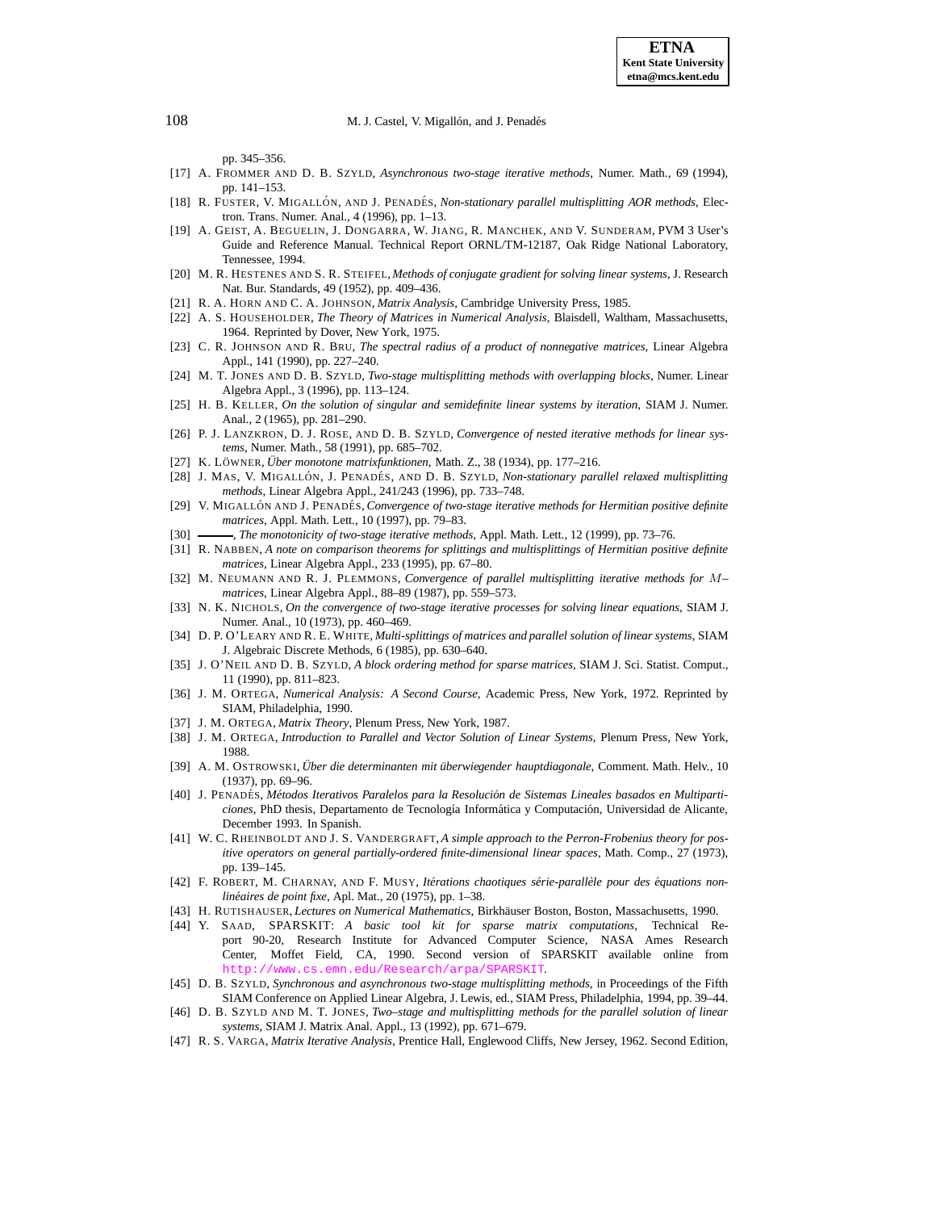pp. 345–356.

[17] A. Frommer and D. B. Szyld, *Asynchronous two-stage iterative methods*, Numer. Math., 69 (1994), pp. 141–153.

[18] R. Fuster, V. Migallón, and J. Penadés, *Non-stationary parallel multisplitting AOR methods*, Electron. Trans. Numer. Anal., 4 (1996), pp. 1–13.

[19] A. Geist, A. Beguelin, J. Dongarra, W. Jiang, R. Manchek, and V. Sunderam, PVM 3 User's Guide and Reference Manual. Technical Report ORNL/TM-12187, Oak Ridge National Laboratory, Tennessee, 1994.

[20] M. R. Hestenes and S. R. Steifel, *Methods of conjugate gradient for solving linear systems*, J. Research Nat. Bur. Standards, 49 (1952), pp. 409–436.

[21] R. A. Horn and C. A. Johnson, *Matrix Analysis*, Cambridge University Press, 1985.

[22] A. S. Householder, *The Theory of Matrices in Numerical Analysis*, Blaisdell, Waltham, Massachusetts, 1964. Reprinted by Dover, New York, 1975.

[23] C. R. Johnson and R. Bru, *The spectral radius of a product of nonnegative matrices*, Linear Algebra Appl., 141 (1990), pp. 227–240.

[24] M. T. Jones and D. B. Szyld, *Two-stage multisplitting methods with overlapping blocks*, Numer. Linear Algebra Appl., 3 (1996), pp. 113–124.

[25] H. B. Keller, *On the solution of singular and semidefinite linear systems by iteration*, SIAM J. Numer. Anal., 2 (1965), pp. 281–290.

[26] P. J. Lanzkron, D. J. Rose, and D. B. Szyld, *Convergence of nested iterative methods for linear systems*, Numer. Math., 58 (1991), pp. 685–702.

[27] K. Löwner, *Über monotone matrixfunktionen*, Math. Z., 38 (1934), pp. 177–216.

[28] J. Mas, V. Migallón, J. Penadés, and D. B. Szyld, *Non-stationary parallel relaxed multisplitting methods*, Linear Algebra Appl., 241/243 (1996), pp. 733–748.

[29] V. Migallón and J. Penadés, *Convergence of two-stage iterative methods for Hermitian positive definite matrices*, Appl. Math. Lett., 10 (1997), pp. 79–83.

[30] ———, *The monotonicity of two-stage iterative methods*, Appl. Math. Lett., 12 (1999), pp. 73–76.

[31] R. Nabben, *A note on comparison theorems for splittings and multisplittings of Hermitian positive definite matrices*, Linear Algebra Appl., 233 (1995), pp. 67–80.

[32] M. Neumann and R. J. Plemmons, *Convergence of parallel multisplitting iterative methods for $M$–matrices*, Linear Algebra Appl., 88–89 (1987), pp. 559–573.

[33] N. K. Nichols, *On the convergence of two-stage iterative processes for solving linear equations*, SIAM J. Numer. Anal., 10 (1973), pp. 460–469.

[34] D. P. O'Leary and R. E. White, *Multi-splittings of matrices and parallel solution of linear systems*, SIAM J. Algebraic Discrete Methods, 6 (1985), pp. 630–640.

[35] J. O'Neil and D. B. Szyld, *A block ordering method for sparse matrices*, SIAM J. Sci. Statist. Comput., 11 (1990), pp. 811–823.

[36] J. M. Ortega, *Numerical Analysis: A Second Course*, Academic Press, New York, 1972. Reprinted by SIAM, Philadelphia, 1990.

[37] J. M. Ortega, *Matrix Theory*, Plenum Press, New York, 1987.

[38] J. M. Ortega, *Introduction to Parallel and Vector Solution of Linear Systems*, Plenum Press, New York, 1988.

[39] A. M. Ostrowski, *Über die determinanten mit überwiegender hauptdiagonale*, Comment. Math. Helv., 10 (1937), pp. 69–96.

[40] J. Penadés, *Métodos Iterativos Paralelos para la Resolución de Sistemas Lineales basados en Multiparticiones*, PhD thesis, Departamento de Tecnología Informática y Computación, Universidad de Alicante, December 1993. In Spanish.

[41] W. C. Rheinboldt and J. S. Vandergraft, *A simple approach to the Perron-Frobenius theory for positive operators on general partially-ordered finite-dimensional linear spaces*, Math. Comp., 27 (1973), pp. 139–145.

[42] F. Robert, M. Charnay, and F. Musy, *Itérations chaotiques série-parallèle pour des équations nonlinéaires de point fixe*, Apl. Mat., 20 (1975), pp. 1–38.

[43] H. Rutishauser, *Lectures on Numerical Mathematics*, Birkhäuser Boston, Boston, Massachusetts, 1990.

[44] Y. Saad, SPARSKIT: *A basic tool kit for sparse matrix computations*, Technical Report 90-20, Research Institute for Advanced Computer Science, NASA Ames Research Center, Moffet Field, CA, 1990. Second version of SPARSKIT available online from http://www.cs.emn.edu/Research/arpa/SPARSKIT.

[45] D. B. Szyld, *Synchronous and asynchronous two-stage multisplitting methods*, in Proceedings of the Fifth SIAM Conference on Applied Linear Algebra, J. Lewis, ed., SIAM Press, Philadelphia, 1994, pp. 39–44.

[46] D. B. Szyld and M. T. Jones, *Two–stage and multisplitting methods for the parallel solution of linear systems*, SIAM J. Matrix Anal. Appl., 13 (1992), pp. 671–679.

[47] R. S. Varga, *Matrix Iterative Analysis*, Prentice Hall, Englewood Cliffs, New Jersey, 1962. Second Edition,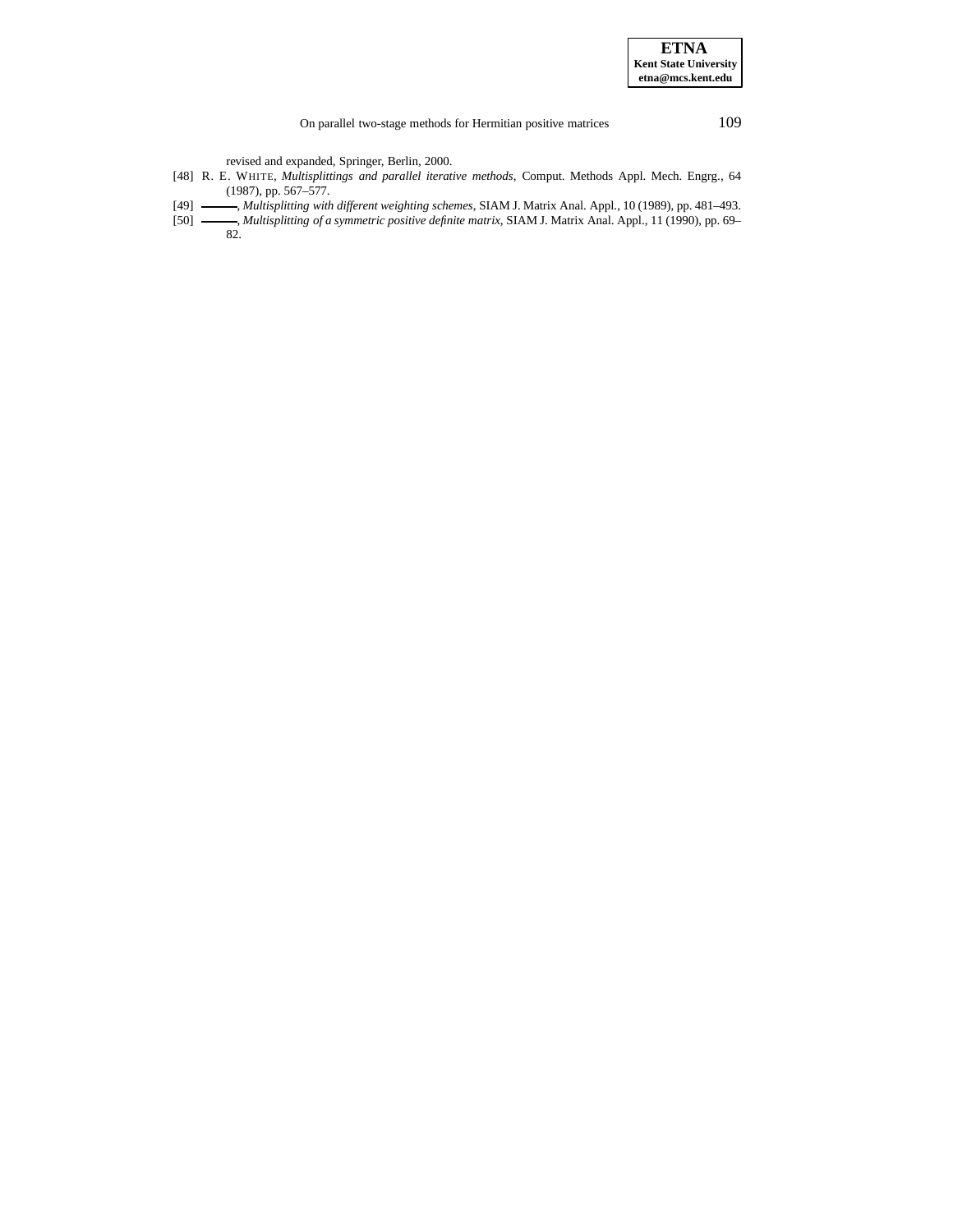revised and expanded, Springer, Berlin, 2000.

[48] R. E. WHITE, *Multisplittings and parallel iterative methods*, Comput. Methods Appl. Mech. Engrg., 64 (1987), pp. 567–577.

[49] ———, *Multisplitting with different weighting schemes*, SIAM J. Matrix Anal. Appl., 10 (1989), pp. 481–493.

[50] ———, *Multisplitting of a symmetric positive definite matrix*, SIAM J. Matrix Anal. Appl., 11 (1990), pp. 69–82.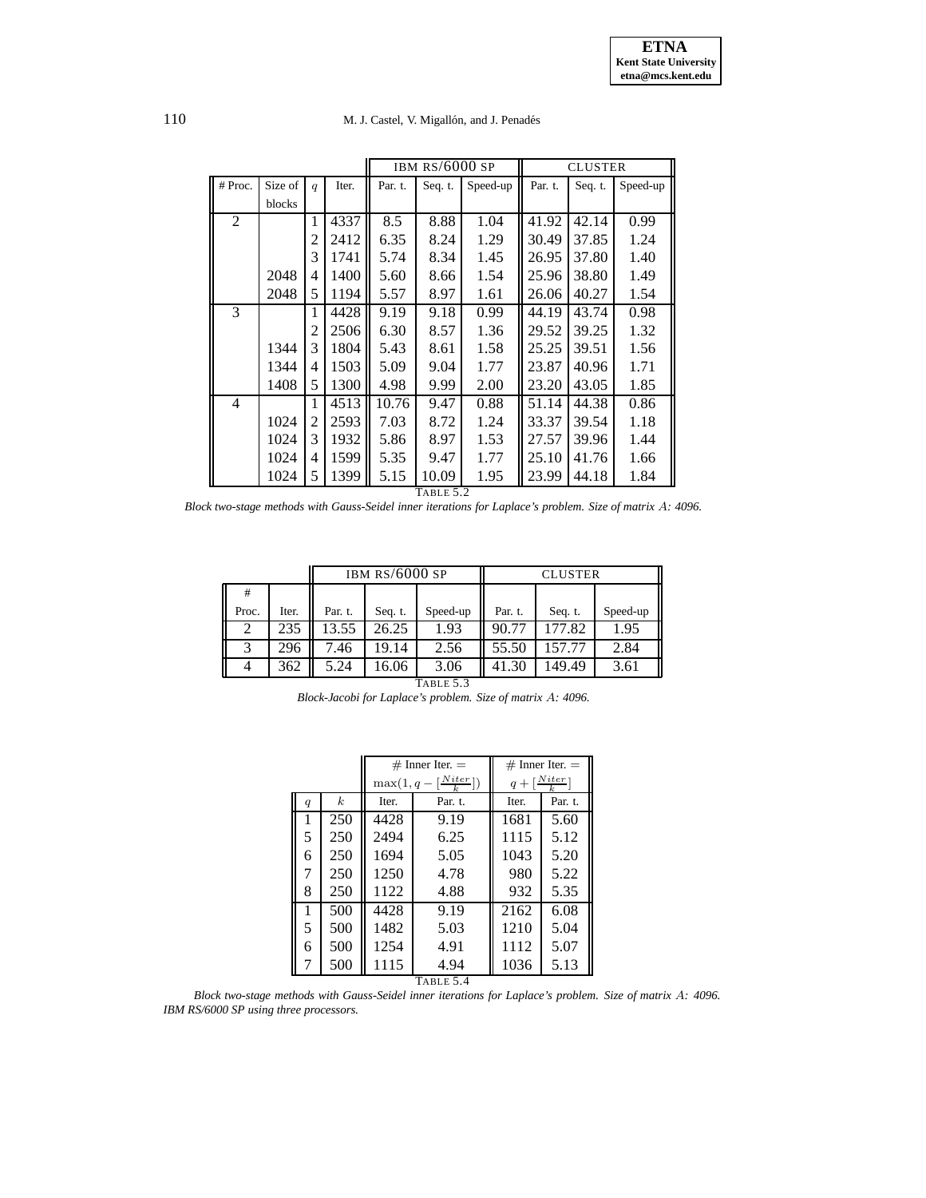| # Proc. | Size of blocks | $q$ | Iter. | IBM RS/6000 SP Par. t. | IBM RS/6000 SP Seq. t. | IBM RS/6000 SP Speed-up | CLUSTER Par. t. | CLUSTER Seq. t. | CLUSTER Speed-up |
|---|---|---|---|---|---|---|---|---|---|
| 2 | | 1 | 4337 | 8.5 | 8.88 | 1.04 | 41.92 | 42.14 | 0.99 |
| | | 2 | 2412 | 6.35 | 8.24 | 1.29 | 30.49 | 37.85 | 1.24 |
| | | 3 | 1741 | 5.74 | 8.34 | 1.45 | 26.95 | 37.80 | 1.40 |
| | 2048 | 4 | 1400 | 5.60 | 8.66 | 1.54 | 25.96 | 38.80 | 1.49 |
| | 2048 | 5 | 1194 | 5.57 | 8.97 | 1.61 | 26.06 | 40.27 | 1.54 |
| 3 | | 1 | 4428 | 9.19 | 9.18 | 0.99 | 44.19 | 43.74 | 0.98 |
| | | 2 | 2506 | 6.30 | 8.57 | 1.36 | 29.52 | 39.25 | 1.32 |
| | 1344 | 3 | 1804 | 5.43 | 8.61 | 1.58 | 25.25 | 39.51 | 1.56 |
| | 1344 | 4 | 1503 | 5.09 | 9.04 | 1.77 | 23.87 | 40.96 | 1.71 |
| | 1408 | 5 | 1300 | 4.98 | 9.99 | 2.00 | 23.20 | 43.05 | 1.85 |
| 4 | | 1 | 4513 | 10.76 | 9.47 | 0.88 | 51.14 | 44.38 | 0.86 |
| | 1024 | 2 | 2593 | 7.03 | 8.72 | 1.24 | 33.37 | 39.54 | 1.18 |
| | 1024 | 3 | 1932 | 5.86 | 8.97 | 1.53 | 27.57 | 39.96 | 1.44 |
| | 1024 | 4 | 1599 | 5.35 | 9.47 | 1.77 | 25.10 | 41.76 | 1.66 |
| | 1024 | 5 | 1399 | 5.15 | 10.09 | 1.95 | 23.99 | 44.18 | 1.84 |

TABLE 5.2

*Block two-stage methods with Gauss-Seidel inner iterations for Laplace's problem. Size of matrix $A$: 4096.*

| # Proc. | Iter. | IBM RS/6000 SP Par. t. | IBM RS/6000 SP Seq. t. | IBM RS/6000 SP Speed-up | CLUSTER Par. t. | CLUSTER Seq. t. | CLUSTER Speed-up |
|---|---|---|---|---|---|---|---|
| 2 | 235 | 13.55 | 26.25 | 1.93 | 90.77 | 177.82 | 1.95 |
| 3 | 296 | 7.46 | 19.14 | 2.56 | 55.50 | 157.77 | 2.84 |
| 4 | 362 | 5.24 | 16.06 | 3.06 | 41.30 | 149.49 | 3.61 |

TABLE 5.3

*Block-Jacobi for Laplace's problem. Size of matrix $A$: 4096.*

| $q$ | $k$ | # Inner Iter. $= \max(1, q - [\frac{Niter}{k}])$ Iter. | # Inner Iter. $= \max(1, q - [\frac{Niter}{k}])$ Par. t. | # Inner Iter. $= q + [\frac{Niter}{k}]$ Iter. | # Inner Iter. $= q + [\frac{Niter}{k}]$ Par. t. |
|---|---|---|---|---|---|
| 1 | 250 | 4428 | 9.19 | 1681 | 5.60 |
| 5 | 250 | 2494 | 6.25 | 1115 | 5.12 |
| 6 | 250 | 1694 | 5.05 | 1043 | 5.20 |
| 7 | 250 | 1250 | 4.78 | 980 | 5.22 |
| 8 | 250 | 1122 | 4.88 | 932 | 5.35 |
| 1 | 500 | 4428 | 9.19 | 2162 | 6.08 |
| 5 | 500 | 1482 | 5.03 | 1210 | 5.04 |
| 6 | 500 | 1254 | 4.91 | 1112 | 5.07 |
| 7 | 500 | 1115 | 4.94 | 1036 | 5.13 |

TABLE 5.4

*Block two-stage methods with Gauss-Seidel inner iterations for Laplace's problem. Size of matrix $A$: 4096. IBM RS/6000 SP using three processors.*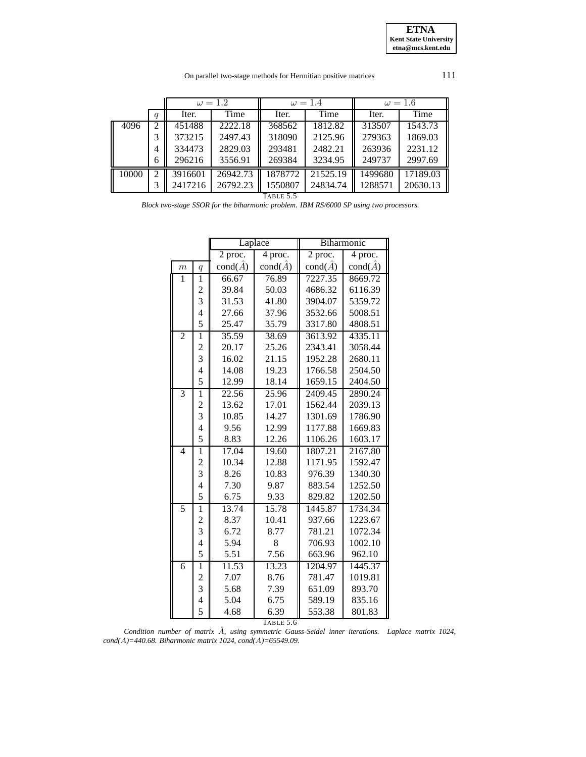| | | $\omega = 1.2$ | | $\omega = 1.4$ | | $\omega = 1.6$ | |
|---|---|---|---|---|---|---|---|
| | $q$ | Iter. | Time | Iter. | Time | Iter. | Time |
| 4096 | 2 | 451488 | 2222.18 | 368562 | 1812.82 | 313507 | 1543.73 |
| | 3 | 373215 | 2497.43 | 318090 | 2125.96 | 279363 | 1869.03 |
| | 4 | 334473 | 2829.03 | 293481 | 2482.21 | 263936 | 2231.12 |
| | 6 | 296216 | 3556.91 | 269384 | 3234.95 | 249737 | 2997.69 |
| 10000 | 2 | 3916601 | 26942.73 | 1878772 | 21525.19 | 1499680 | 17189.03 |
| | 3 | 2417216 | 26792.23 | 1550807 | 24834.74 | 1288571 | 20630.13 |

TABLE 5.5

*Block two-stage SSOR for the biharmonic problem. IBM RS/6000 SP using two processors.*

| | | Laplace | | Biharmonic | |
|---|---|---|---|---|---|
| | | 2 proc. | 4 proc. | 2 proc. | 4 proc. |
| $m$ | $q$ | cond($\hat{A}$) | cond($\hat{A}$) | cond($\hat{A}$) | cond($\hat{A}$) |
| 1 | 1 | 66.67 | 76.89 | 7227.35 | 8669.72 |
| | 2 | 39.84 | 50.03 | 4686.32 | 6116.39 |
| | 3 | 31.53 | 41.80 | 3904.07 | 5359.72 |
| | 4 | 27.66 | 37.96 | 3532.66 | 5008.51 |
| | 5 | 25.47 | 35.79 | 3317.80 | 4808.51 |
| 2 | 1 | 35.59 | 38.69 | 3613.92 | 4335.11 |
| | 2 | 20.17 | 25.26 | 2343.41 | 3058.44 |
| | 3 | 16.02 | 21.15 | 1952.28 | 2680.11 |
| | 4 | 14.08 | 19.23 | 1766.58 | 2504.50 |
| | 5 | 12.99 | 18.14 | 1659.15 | 2404.50 |
| 3 | 1 | 22.56 | 25.96 | 2409.45 | 2890.24 |
| | 2 | 13.62 | 17.01 | 1562.44 | 2039.13 |
| | 3 | 10.85 | 14.27 | 1301.69 | 1786.90 |
| | 4 | 9.56 | 12.99 | 1177.88 | 1669.83 |
| | 5 | 8.83 | 12.26 | 1106.26 | 1603.17 |
| 4 | 1 | 17.04 | 19.60 | 1807.21 | 2167.80 |
| | 2 | 10.34 | 12.88 | 1171.95 | 1592.47 |
| | 3 | 8.26 | 10.83 | 976.39 | 1340.30 |
| | 4 | 7.30 | 9.87 | 883.54 | 1252.50 |
| | 5 | 6.75 | 9.33 | 829.82 | 1202.50 |
| 5 | 1 | 13.74 | 15.78 | 1445.87 | 1734.34 |
| | 2 | 8.37 | 10.41 | 937.66 | 1223.67 |
| | 3 | 6.72 | 8.77 | 781.21 | 1072.34 |
| | 4 | 5.94 | 8 | 706.93 | 1002.10 |
| | 5 | 5.51 | 7.56 | 663.96 | 962.10 |
| 6 | 1 | 11.53 | 13.23 | 1204.97 | 1445.37 |
| | 2 | 7.07 | 8.76 | 781.47 | 1019.81 |
| | 3 | 5.68 | 7.39 | 651.09 | 893.70 |
| | 4 | 5.04 | 6.75 | 589.19 | 835.16 |
| | 5 | 4.68 | 6.39 | 553.38 | 801.83 |

TABLE 5.6

*Condition number of matrix $\hat{A}$, using symmetric Gauss-Seidel inner iterations. Laplace matrix 1024, cond($A$)=440.68. Biharmonic matrix 1024, cond($A$)=65549.09.*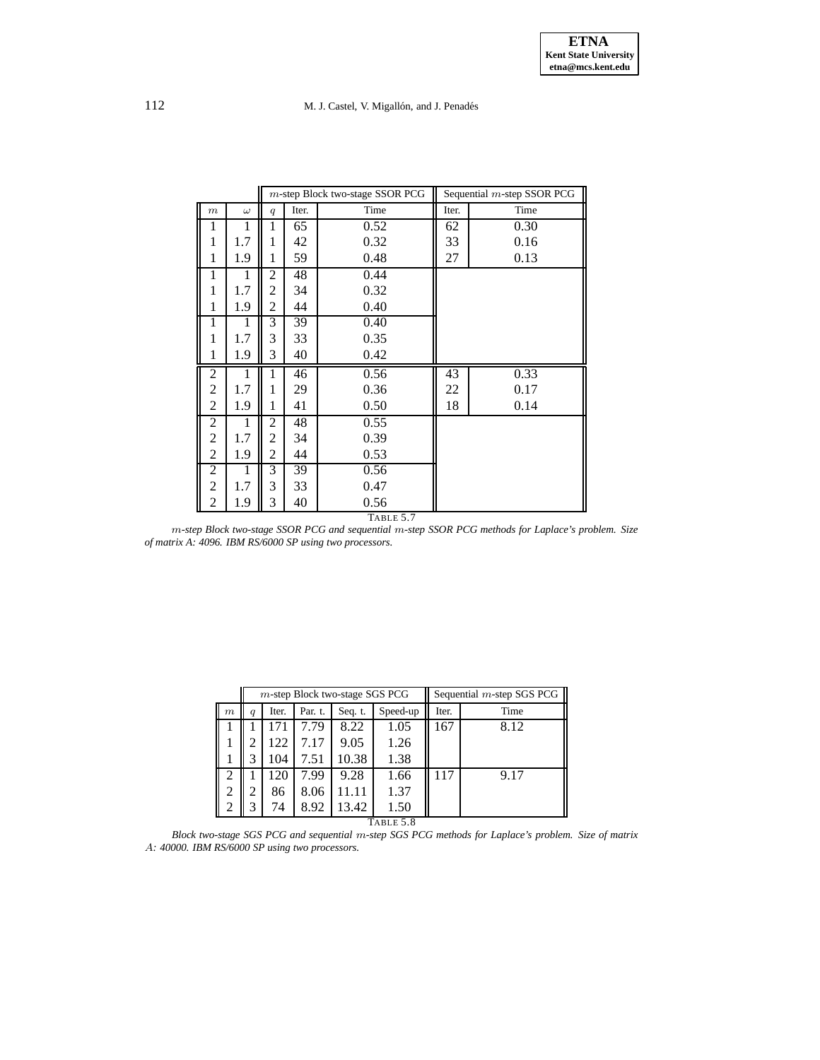| | | $m$-step Block two-stage SSOR PCG | | | Sequential $m$-step SSOR PCG | |
|---|---|---|---|---|---|---|
| $m$ | $\omega$ | $q$ | Iter. | Time | Iter. | Time |
| 1 | 1 | 1 | 65 | 0.52 | 62 | 0.30 |
| 1 | 1.7 | 1 | 42 | 0.32 | 33 | 0.16 |
| 1 | 1.9 | 1 | 59 | 0.48 | 27 | 0.13 |
| 1 | 1 | 2 | 48 | 0.44 | | |
| 1 | 1.7 | 2 | 34 | 0.32 | | |
| 1 | 1.9 | 2 | 44 | 0.40 | | |
| 1 | 1 | 3 | 39 | 0.40 | | |
| 1 | 1.7 | 3 | 33 | 0.35 | | |
| 1 | 1.9 | 3 | 40 | 0.42 | | |
| 2 | 1 | 1 | 46 | 0.56 | 43 | 0.33 |
| 2 | 1.7 | 1 | 29 | 0.36 | 22 | 0.17 |
| 2 | 1.9 | 1 | 41 | 0.50 | 18 | 0.14 |
| 2 | 1 | 2 | 48 | 0.55 | | |
| 2 | 1.7 | 2 | 34 | 0.39 | | |
| 2 | 1.9 | 2 | 44 | 0.53 | | |
| 2 | 1 | 3 | 39 | 0.56 | | |
| 2 | 1.7 | 3 | 33 | 0.47 | | |
| 2 | 1.9 | 3 | 40 | 0.56 | | |

TABLE 5.7

*$m$-step Block two-stage SSOR PCG and sequential $m$-step SSOR PCG methods for Laplace's problem. Size of matrix A: 4096. IBM RS/6000 SP using two processors.*

| | | $m$-step Block two-stage SGS PCG | | | | Sequential $m$-step SGS PCG | |
|---|---|---|---|---|---|---|---|
| $m$ | $q$ | Iter. | Par. t. | Seq. t. | Speed-up | Iter. | Time |
| 1 | 1 | 171 | 7.79 | 8.22 | 1.05 | 167 | 8.12 |
| 1 | 2 | 122 | 7.17 | 9.05 | 1.26 | | |
| 1 | 3 | 104 | 7.51 | 10.38 | 1.38 | | |
| 2 | 1 | 120 | 7.99 | 9.28 | 1.66 | 117 | 9.17 |
| 2 | 2 | 86 | 8.06 | 11.11 | 1.37 | | |
| 2 | 3 | 74 | 8.92 | 13.42 | 1.50 | | |

TABLE 5.8

*Block two-stage SGS PCG and sequential $m$-step SGS PCG methods for Laplace's problem. Size of matrix $A$: 40000. IBM RS/6000 SP using two processors.*